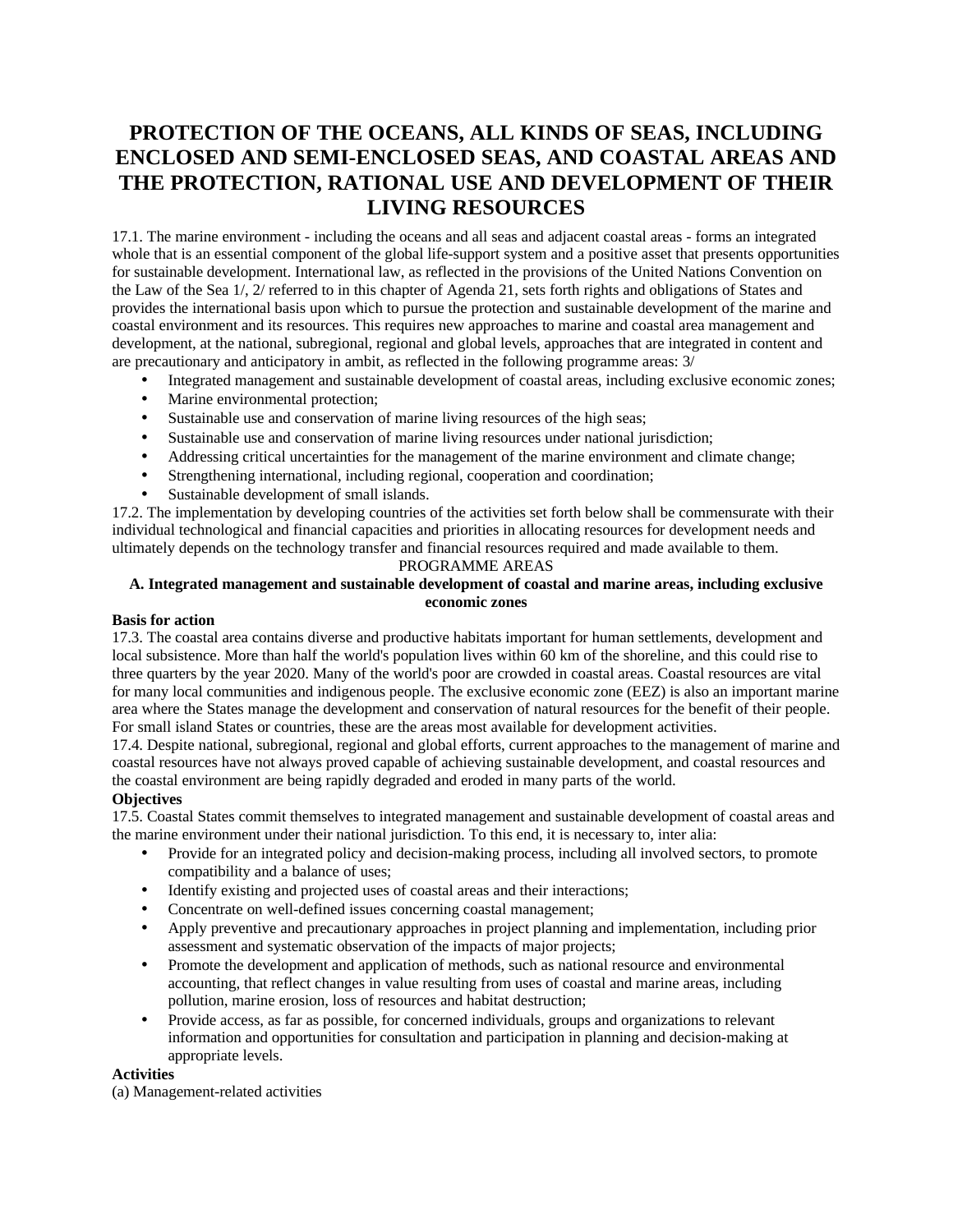# PROTECTION OF THE OCEANS, ALL KINDS OF SEAS, INCLUDING ENCLOSED AND SEMI-ENCLOSED SEAS, AND COASTAL AREAS AND THE PROTECTION, RATIONAL USE AND DEVELOPMENT OF THEIR LIVING RESOURCES

17.1. The marine environment - including the oceans and all seas and adjacent coastal areas - forms an integrated whole that is an essential component of the global life-support system and a positive asset that presents opportunities for sustainable development. International law, as reflected in the provisions of the United Nations Convention on the Law of the Sea 1/, 2/ referred to in this chapter of Agenda 21, sets forth rights and obligations of States and provides the international basis upon which to pursue the protection and sustainable development of the marine and coastal environment and its resources. This requires new approaches to marine and coastal area management and development, at the national, subregional, regional and global levels, approaches that are integrated in content and are precautionary and anticipatory in ambit, as reflected in the following programme areas: 3/

- Integrated management and sustainable development of coastal areas, including exclusive economic zones;
- Marine environmental protection;
- Sustainable use and conservation of marine living resources of the high seas;
- Sustainable use and conservation of marine living resources under national jurisdiction;
- Addressing critical uncertainties for the management of the marine environment and climate change;
- Strengthening international, including regional, cooperation and coordination;
- Sustainable development of small islands.

17.2. The implementation by developing countries of the activities set forth below shall be commensurate with their individual technological and financial capacities and priorities in allocating resources for development needs and ultimately depends on the technology transfer and financial resources required and made available to them.

PROGRAMME AREAS

### A. Integrated management and sustainable development of coastal and marine areas, including exclusive economic zones

**Basis for action**

17.3. The coastal area contains diverse and productive habitats important for human settlements, development and local subsistence. More than half the world's population lives within 60 km of the shoreline, and this could rise to three quarters by the year 2020. Many of the world's poor are crowded in coastal areas. Coastal resources are vital for many local communities and indigenous people. The exclusive economic zone (EEZ) is also an important marine area where the States manage the development and conservation of natural resources for the benefit of their people. For small island States or countries, these are the areas most available for development activities.

17.4. Despite national, subregional, regional and global efforts, current approaches to the management of marine and coastal resources have not always proved capable of achieving sustainable development, and coastal resources and the coastal environment are being rapidly degraded and eroded in many parts of the world.

**Objectives**

17.5. Coastal States commit themselves to integrated management and sustainable development of coastal areas and the marine environment under their national jurisdiction. To this end, it is necessary to, inter alia:

- Provide for an integrated policy and decision-making process, including all involved sectors, to promote compatibility and a balance of uses;
- Identify existing and projected uses of coastal areas and their interactions;
- Concentrate on well-defined issues concerning coastal management;
- Apply preventive and precautionary approaches in project planning and implementation, including prior assessment and systematic observation of the impacts of major projects;
- Promote the development and application of methods, such as national resource and environmental accounting, that reflect changes in value resulting from uses of coastal and marine areas, including pollution, marine erosion, loss of resources and habitat destruction;
- Provide access, as far as possible, for concerned individuals, groups and organizations to relevant information and opportunities for consultation and participation in planning and decision-making at appropriate levels.

**Activities**

(a) Management-related activities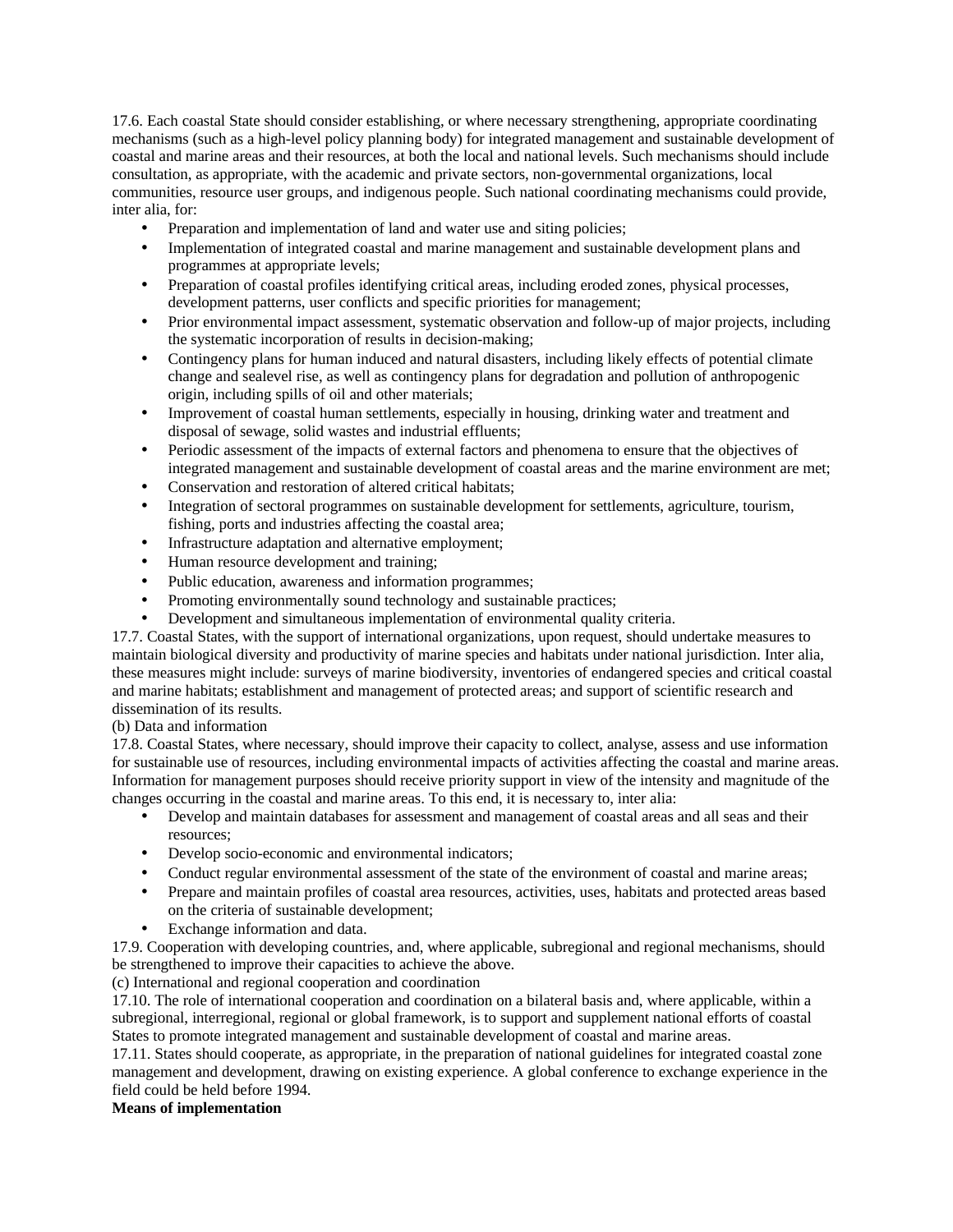17.6. Each coastal State should consider establishing, or where necessary strengthening, appropriate coordinating mechanisms (such as a high-level policy planning body) for integrated management and sustainable development of coastal and marine areas and their resources, at both the local and national levels. Such mechanisms should include consultation, as appropriate, with the academic and private sectors, non-governmental organizations, local communities, resource user groups, and indigenous people. Such national coordinating mechanisms could provide, inter alia, for:

- Preparation and implementation of land and water use and siting policies;
- Implementation of integrated coastal and marine management and sustainable development plans and programmes at appropriate levels;
- Preparation of coastal profiles identifying critical areas, including eroded zones, physical processes, development patterns, user conflicts and specific priorities for management;
- Prior environmental impact assessment, systematic observation and follow-up of major projects, including the systematic incorporation of results in decision-making;
- Contingency plans for human induced and natural disasters, including likely effects of potential climate change and sealevel rise, as well as contingency plans for degradation and pollution of anthropogenic origin, including spills of oil and other materials;
- Improvement of coastal human settlements, especially in housing, drinking water and treatment and disposal of sewage, solid wastes and industrial effluents;
- Periodic assessment of the impacts of external factors and phenomena to ensure that the objectives of integrated management and sustainable development of coastal areas and the marine environment are met;
- Conservation and restoration of altered critical habitats;
- Integration of sectoral programmes on sustainable development for settlements, agriculture, tourism, fishing, ports and industries affecting the coastal area;
- Infrastructure adaptation and alternative employment;
- Human resource development and training;
- Public education, awareness and information programmes;
- Promoting environmentally sound technology and sustainable practices;
- Development and simultaneous implementation of environmental quality criteria.

17.7. Coastal States, with the support of international organizations, upon request, should undertake measures to maintain biological diversity and productivity of marine species and habitats under national jurisdiction. Inter alia, these measures might include: surveys of marine biodiversity, inventories of endangered species and critical coastal and marine habitats; establishment and management of protected areas; and support of scientific research and dissemination of its results.

(b) Data and information

17.8. Coastal States, where necessary, should improve their capacity to collect, analyse, assess and use information for sustainable use of resources, including environmental impacts of activities affecting the coastal and marine areas. Information for management purposes should receive priority support in view of the intensity and magnitude of the changes occurring in the coastal and marine areas. To this end, it is necessary to, inter alia:

- Develop and maintain databases for assessment and management of coastal areas and all seas and their resources;
- Develop socio-economic and environmental indicators;
- Conduct regular environmental assessment of the state of the environment of coastal and marine areas;
- Prepare and maintain profiles of coastal area resources, activities, uses, habitats and protected areas based on the criteria of sustainable development;
- Exchange information and data.

17.9. Cooperation with developing countries, and, where applicable, subregional and regional mechanisms, should be strengthened to improve their capacities to achieve the above.

(c) International and regional cooperation and coordination

17.10. The role of international cooperation and coordination on a bilateral basis and, where applicable, within a subregional, interregional, regional or global framework, is to support and supplement national efforts of coastal States to promote integrated management and sustainable development of coastal and marine areas.

17.11. States should cooperate, as appropriate, in the preparation of national guidelines for integrated coastal zone management and development, drawing on existing experience. A global conference to exchange experience in the field could be held before 1994.

**Means of implementation**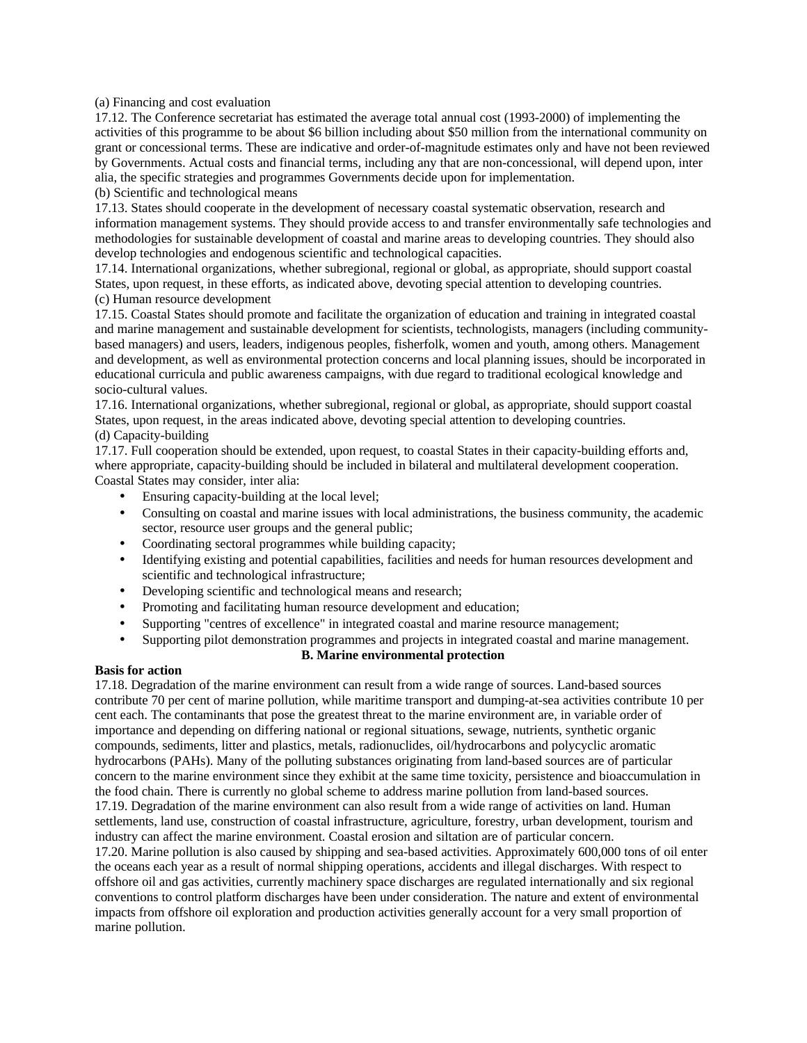(a) Financing and cost evaluation

17.12. The Conference secretariat has estimated the average total annual cost (1993-2000) of implementing the activities of this programme to be about $6 billion including about $50 million from the international community on grant or concessional terms. These are indicative and order-of-magnitude estimates only and have not been reviewed by Governments. Actual costs and financial terms, including any that are non-concessional, will depend upon, inter alia, the specific strategies and programmes Governments decide upon for implementation.

(b) Scientific and technological means

17.13. States should cooperate in the development of necessary coastal systematic observation, research and information management systems. They should provide access to and transfer environmentally safe technologies and methodologies for sustainable development of coastal and marine areas to developing countries. They should also develop technologies and endogenous scientific and technological capacities.

17.14. International organizations, whether subregional, regional or global, as appropriate, should support coastal States, upon request, in these efforts, as indicated above, devoting special attention to developing countries.

(c) Human resource development

17.15. Coastal States should promote and facilitate the organization of education and training in integrated coastal and marine management and sustainable development for scientists, technologists, managers (including community-based managers) and users, leaders, indigenous peoples, fisherfolk, women and youth, among others. Management and development, as well as environmental protection concerns and local planning issues, should be incorporated in educational curricula and public awareness campaigns, with due regard to traditional ecological knowledge and socio-cultural values.

17.16. International organizations, whether subregional, regional or global, as appropriate, should support coastal States, upon request, in the areas indicated above, devoting special attention to developing countries.

(d) Capacity-building

17.17. Full cooperation should be extended, upon request, to coastal States in their capacity-building efforts and, where appropriate, capacity-building should be included in bilateral and multilateral development cooperation. Coastal States may consider, inter alia:

- Ensuring capacity-building at the local level;
- Consulting on coastal and marine issues with local administrations, the business community, the academic sector, resource user groups and the general public;
- Coordinating sectoral programmes while building capacity;
- Identifying existing and potential capabilities, facilities and needs for human resources development and scientific and technological infrastructure;
- Developing scientific and technological means and research;
- Promoting and facilitating human resource development and education;
- Supporting "centres of excellence" in integrated coastal and marine resource management;
- Supporting pilot demonstration programmes and projects in integrated coastal and marine management.

## B. Marine environmental protection

**Basis for action**

17.18. Degradation of the marine environment can result from a wide range of sources. Land-based sources contribute 70 per cent of marine pollution, while maritime transport and dumping-at-sea activities contribute 10 per cent each. The contaminants that pose the greatest threat to the marine environment are, in variable order of importance and depending on differing national or regional situations, sewage, nutrients, synthetic organic compounds, sediments, litter and plastics, metals, radionuclides, oil/hydrocarbons and polycyclic aromatic hydrocarbons (PAHs). Many of the polluting substances originating from land-based sources are of particular concern to the marine environment since they exhibit at the same time toxicity, persistence and bioaccumulation in the food chain. There is currently no global scheme to address marine pollution from land-based sources.

17.19. Degradation of the marine environment can also result from a wide range of activities on land. Human settlements, land use, construction of coastal infrastructure, agriculture, forestry, urban development, tourism and industry can affect the marine environment. Coastal erosion and siltation are of particular concern.

17.20. Marine pollution is also caused by shipping and sea-based activities. Approximately 600,000 tons of oil enter the oceans each year as a result of normal shipping operations, accidents and illegal discharges. With respect to offshore oil and gas activities, currently machinery space discharges are regulated internationally and six regional conventions to control platform discharges have been under consideration. The nature and extent of environmental impacts from offshore oil exploration and production activities generally account for a very small proportion of marine pollution.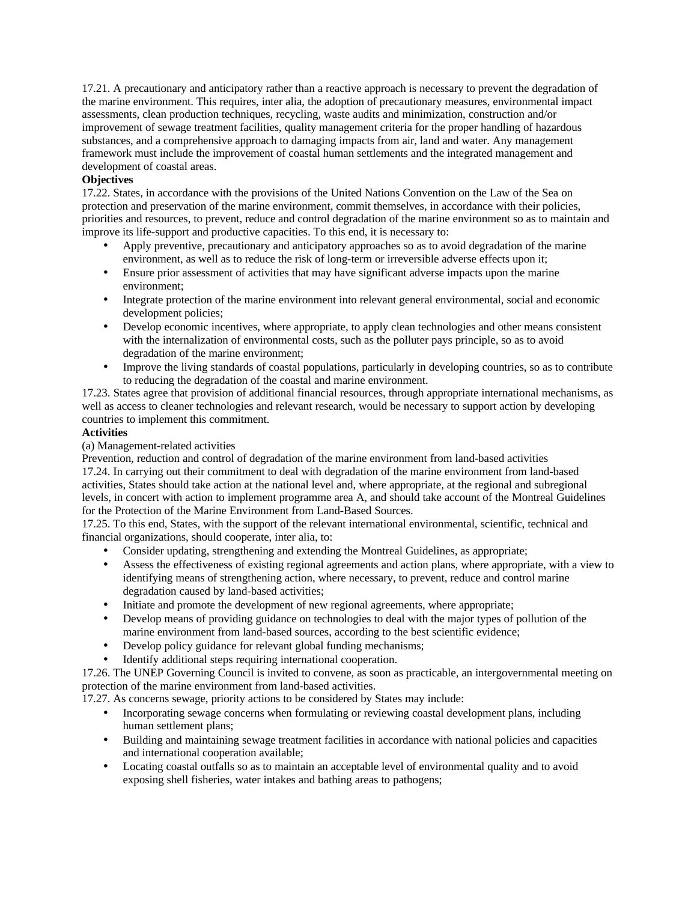17.21. A precautionary and anticipatory rather than a reactive approach is necessary to prevent the degradation of the marine environment. This requires, inter alia, the adoption of precautionary measures, environmental impact assessments, clean production techniques, recycling, waste audits and minimization, construction and/or improvement of sewage treatment facilities, quality management criteria for the proper handling of hazardous substances, and a comprehensive approach to damaging impacts from air, land and water. Any management framework must include the improvement of coastal human settlements and the integrated management and development of coastal areas.

**Objectives**

17.22. States, in accordance with the provisions of the United Nations Convention on the Law of the Sea on protection and preservation of the marine environment, commit themselves, in accordance with their policies, priorities and resources, to prevent, reduce and control degradation of the marine environment so as to maintain and improve its life-support and productive capacities. To this end, it is necessary to:

- Apply preventive, precautionary and anticipatory approaches so as to avoid degradation of the marine environment, as well as to reduce the risk of long-term or irreversible adverse effects upon it;
- Ensure prior assessment of activities that may have significant adverse impacts upon the marine environment;
- Integrate protection of the marine environment into relevant general environmental, social and economic development policies;
- Develop economic incentives, where appropriate, to apply clean technologies and other means consistent with the internalization of environmental costs, such as the polluter pays principle, so as to avoid degradation of the marine environment;
- Improve the living standards of coastal populations, particularly in developing countries, so as to contribute to reducing the degradation of the coastal and marine environment.

17.23. States agree that provision of additional financial resources, through appropriate international mechanisms, as well as access to cleaner technologies and relevant research, would be necessary to support action by developing countries to implement this commitment.

**Activities**

(a) Management-related activities

Prevention, reduction and control of degradation of the marine environment from land-based activities

17.24. In carrying out their commitment to deal with degradation of the marine environment from land-based activities, States should take action at the national level and, where appropriate, at the regional and subregional levels, in concert with action to implement programme area A, and should take account of the Montreal Guidelines for the Protection of the Marine Environment from Land-Based Sources.

17.25. To this end, States, with the support of the relevant international environmental, scientific, technical and financial organizations, should cooperate, inter alia, to:

- Consider updating, strengthening and extending the Montreal Guidelines, as appropriate;
- Assess the effectiveness of existing regional agreements and action plans, where appropriate, with a view to identifying means of strengthening action, where necessary, to prevent, reduce and control marine degradation caused by land-based activities;
- Initiate and promote the development of new regional agreements, where appropriate;
- Develop means of providing guidance on technologies to deal with the major types of pollution of the marine environment from land-based sources, according to the best scientific evidence;
- Develop policy guidance for relevant global funding mechanisms;
- Identify additional steps requiring international cooperation.

17.26. The UNEP Governing Council is invited to convene, as soon as practicable, an intergovernmental meeting on protection of the marine environment from land-based activities.

17.27. As concerns sewage, priority actions to be considered by States may include:

- Incorporating sewage concerns when formulating or reviewing coastal development plans, including human settlement plans;
- Building and maintaining sewage treatment facilities in accordance with national policies and capacities and international cooperation available;
- Locating coastal outfalls so as to maintain an acceptable level of environmental quality and to avoid exposing shell fisheries, water intakes and bathing areas to pathogens;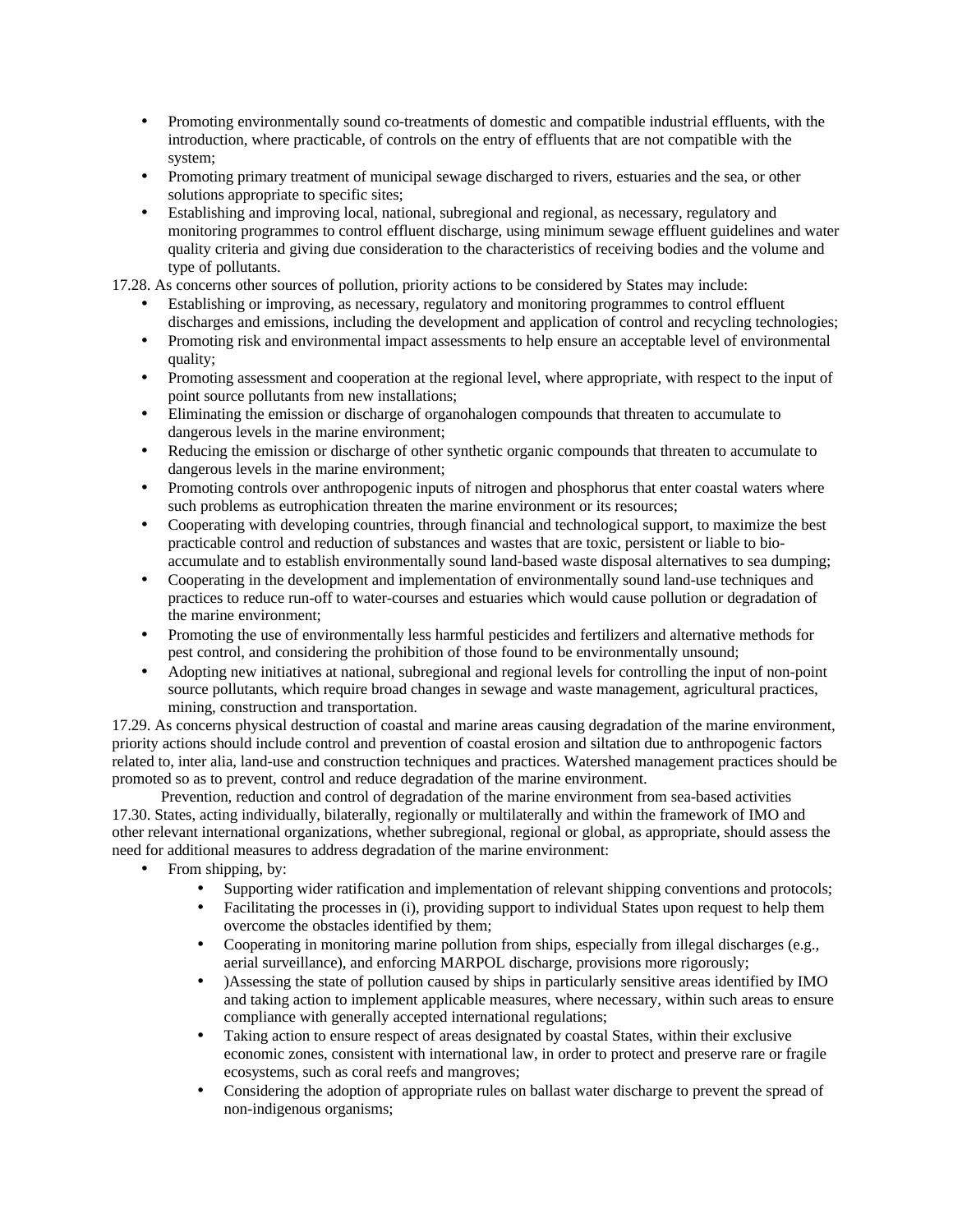- Promoting environmentally sound co-treatments of domestic and compatible industrial effluents, with the introduction, where practicable, of controls on the entry of effluents that are not compatible with the system;
- Promoting primary treatment of municipal sewage discharged to rivers, estuaries and the sea, or other solutions appropriate to specific sites;
- Establishing and improving local, national, subregional and regional, as necessary, regulatory and monitoring programmes to control effluent discharge, using minimum sewage effluent guidelines and water quality criteria and giving due consideration to the characteristics of receiving bodies and the volume and type of pollutants.

17.28. As concerns other sources of pollution, priority actions to be considered by States may include:

- Establishing or improving, as necessary, regulatory and monitoring programmes to control effluent discharges and emissions, including the development and application of control and recycling technologies;
- Promoting risk and environmental impact assessments to help ensure an acceptable level of environmental quality;
- Promoting assessment and cooperation at the regional level, where appropriate, with respect to the input of point source pollutants from new installations;
- Eliminating the emission or discharge of organohalogen compounds that threaten to accumulate to dangerous levels in the marine environment;
- Reducing the emission or discharge of other synthetic organic compounds that threaten to accumulate to dangerous levels in the marine environment;
- Promoting controls over anthropogenic inputs of nitrogen and phosphorus that enter coastal waters where such problems as eutrophication threaten the marine environment or its resources;
- Cooperating with developing countries, through financial and technological support, to maximize the best practicable control and reduction of substances and wastes that are toxic, persistent or liable to bio-accumulate and to establish environmentally sound land-based waste disposal alternatives to sea dumping;
- Cooperating in the development and implementation of environmentally sound land-use techniques and practices to reduce run-off to water-courses and estuaries which would cause pollution or degradation of the marine environment;
- Promoting the use of environmentally less harmful pesticides and fertilizers and alternative methods for pest control, and considering the prohibition of those found to be environmentally unsound;
- Adopting new initiatives at national, subregional and regional levels for controlling the input of non-point source pollutants, which require broad changes in sewage and waste management, agricultural practices, mining, construction and transportation.

17.29. As concerns physical destruction of coastal and marine areas causing degradation of the marine environment, priority actions should include control and prevention of coastal erosion and siltation due to anthropogenic factors related to, inter alia, land-use and construction techniques and practices. Watershed management practices should be promoted so as to prevent, control and reduce degradation of the marine environment.

Prevention, reduction and control of degradation of the marine environment from sea-based activities

17.30. States, acting individually, bilaterally, regionally or multilaterally and within the framework of IMO and other relevant international organizations, whether subregional, regional or global, as appropriate, should assess the need for additional measures to address degradation of the marine environment:

- From shipping, by:
  - Supporting wider ratification and implementation of relevant shipping conventions and protocols;
  - Facilitating the processes in (i), providing support to individual States upon request to help them overcome the obstacles identified by them;
  - Cooperating in monitoring marine pollution from ships, especially from illegal discharges (e.g., aerial surveillance), and enforcing MARPOL discharge, provisions more rigorously;
  - )Assessing the state of pollution caused by ships in particularly sensitive areas identified by IMO and taking action to implement applicable measures, where necessary, within such areas to ensure compliance with generally accepted international regulations;
  - Taking action to ensure respect of areas designated by coastal States, within their exclusive economic zones, consistent with international law, in order to protect and preserve rare or fragile ecosystems, such as coral reefs and mangroves;
  - Considering the adoption of appropriate rules on ballast water discharge to prevent the spread of non-indigenous organisms;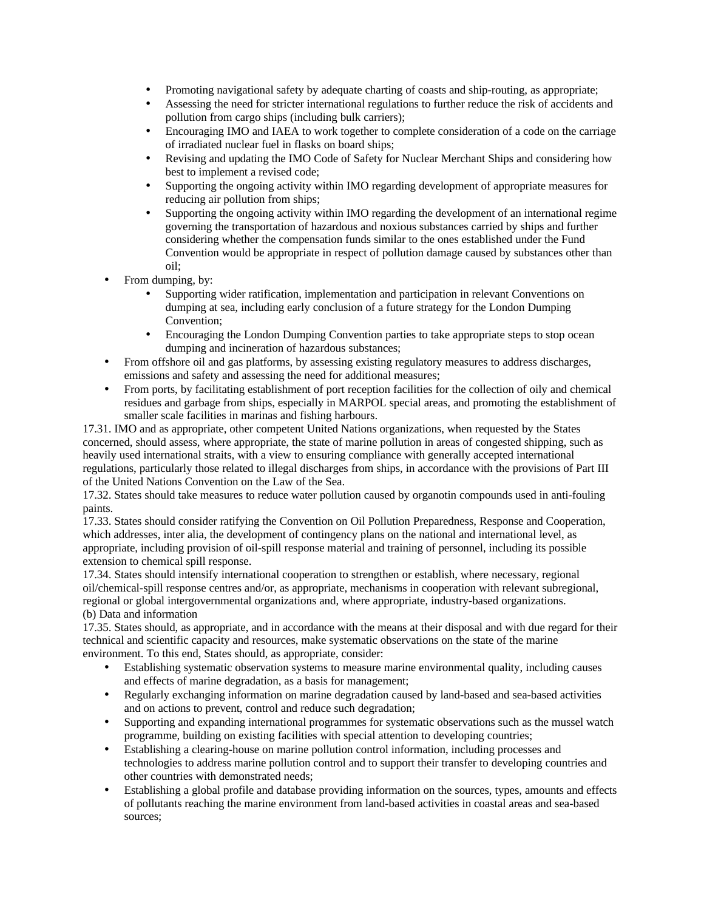- Promoting navigational safety by adequate charting of coasts and ship-routing, as appropriate;
    - Assessing the need for stricter international regulations to further reduce the risk of accidents and pollution from cargo ships (including bulk carriers);
    - Encouraging IMO and IAEA to work together to complete consideration of a code on the carriage of irradiated nuclear fuel in flasks on board ships;
    - Revising and updating the IMO Code of Safety for Nuclear Merchant Ships and considering how best to implement a revised code;
    - Supporting the ongoing activity within IMO regarding development of appropriate measures for reducing air pollution from ships;
    - Supporting the ongoing activity within IMO regarding the development of an international regime governing the transportation of hazardous and noxious substances carried by ships and further considering whether the compensation funds similar to the ones established under the Fund Convention would be appropriate in respect of pollution damage caused by substances other than oil;
- From dumping, by:
    - Supporting wider ratification, implementation and participation in relevant Conventions on dumping at sea, including early conclusion of a future strategy for the London Dumping Convention;
    - Encouraging the London Dumping Convention parties to take appropriate steps to stop ocean dumping and incineration of hazardous substances;
- From offshore oil and gas platforms, by assessing existing regulatory measures to address discharges, emissions and safety and assessing the need for additional measures;
- From ports, by facilitating establishment of port reception facilities for the collection of oily and chemical residues and garbage from ships, especially in MARPOL special areas, and promoting the establishment of smaller scale facilities in marinas and fishing harbours.

17.31. IMO and as appropriate, other competent United Nations organizations, when requested by the States concerned, should assess, where appropriate, the state of marine pollution in areas of congested shipping, such as heavily used international straits, with a view to ensuring compliance with generally accepted international regulations, particularly those related to illegal discharges from ships, in accordance with the provisions of Part III of the United Nations Convention on the Law of the Sea.

17.32. States should take measures to reduce water pollution caused by organotin compounds used in anti-fouling paints.

17.33. States should consider ratifying the Convention on Oil Pollution Preparedness, Response and Cooperation, which addresses, inter alia, the development of contingency plans on the national and international level, as appropriate, including provision of oil-spill response material and training of personnel, including its possible extension to chemical spill response.

17.34. States should intensify international cooperation to strengthen or establish, where necessary, regional oil/chemical-spill response centres and/or, as appropriate, mechanisms in cooperation with relevant subregional, regional or global intergovernmental organizations and, where appropriate, industry-based organizations.

(b) Data and information

17.35. States should, as appropriate, and in accordance with the means at their disposal and with due regard for their technical and scientific capacity and resources, make systematic observations on the state of the marine environment. To this end, States should, as appropriate, consider:

- Establishing systematic observation systems to measure marine environmental quality, including causes and effects of marine degradation, as a basis for management;
- Regularly exchanging information on marine degradation caused by land-based and sea-based activities and on actions to prevent, control and reduce such degradation;
- Supporting and expanding international programmes for systematic observations such as the mussel watch programme, building on existing facilities with special attention to developing countries;
- Establishing a clearing-house on marine pollution control information, including processes and technologies to address marine pollution control and to support their transfer to developing countries and other countries with demonstrated needs;
- Establishing a global profile and database providing information on the sources, types, amounts and effects of pollutants reaching the marine environment from land-based activities in coastal areas and sea-based sources;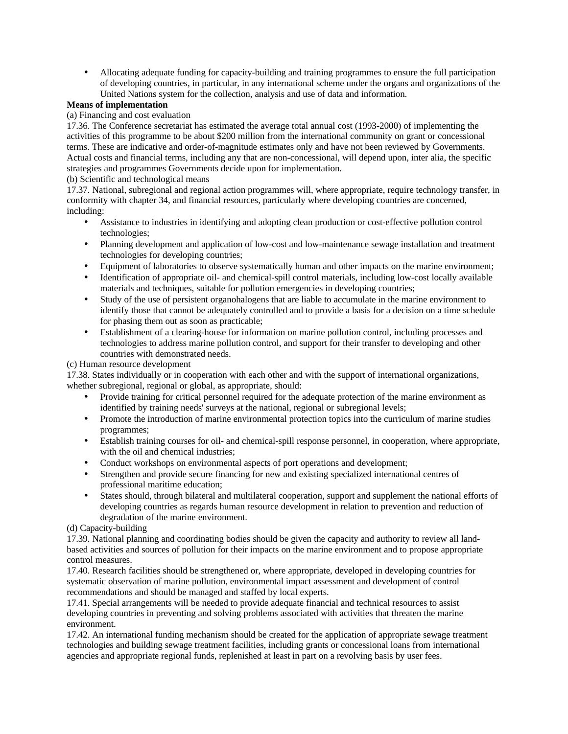- Allocating adequate funding for capacity-building and training programmes to ensure the full participation of developing countries, in particular, in any international scheme under the organs and organizations of the United Nations system for the collection, analysis and use of data and information.

**Means of implementation**

(a) Financing and cost evaluation

17.36. The Conference secretariat has estimated the average total annual cost (1993-2000) of implementing the activities of this programme to be about $200 million from the international community on grant or concessional terms. These are indicative and order-of-magnitude estimates only and have not been reviewed by Governments. Actual costs and financial terms, including any that are non-concessional, will depend upon, inter alia, the specific strategies and programmes Governments decide upon for implementation.

(b) Scientific and technological means

17.37. National, subregional and regional action programmes will, where appropriate, require technology transfer, in conformity with chapter 34, and financial resources, particularly where developing countries are concerned, including:

- Assistance to industries in identifying and adopting clean production or cost-effective pollution control technologies;
- Planning development and application of low-cost and low-maintenance sewage installation and treatment technologies for developing countries;
- Equipment of laboratories to observe systematically human and other impacts on the marine environment;
- Identification of appropriate oil- and chemical-spill control materials, including low-cost locally available materials and techniques, suitable for pollution emergencies in developing countries;
- Study of the use of persistent organohalogens that are liable to accumulate in the marine environment to identify those that cannot be adequately controlled and to provide a basis for a decision on a time schedule for phasing them out as soon as practicable;
- Establishment of a clearing-house for information on marine pollution control, including processes and technologies to address marine pollution control, and support for their transfer to developing and other countries with demonstrated needs.

(c) Human resource development

17.38. States individually or in cooperation with each other and with the support of international organizations, whether subregional, regional or global, as appropriate, should:

- Provide training for critical personnel required for the adequate protection of the marine environment as identified by training needs' surveys at the national, regional or subregional levels;
- Promote the introduction of marine environmental protection topics into the curriculum of marine studies programmes;
- Establish training courses for oil- and chemical-spill response personnel, in cooperation, where appropriate, with the oil and chemical industries;
- Conduct workshops on environmental aspects of port operations and development;
- Strengthen and provide secure financing for new and existing specialized international centres of professional maritime education;
- States should, through bilateral and multilateral cooperation, support and supplement the national efforts of developing countries as regards human resource development in relation to prevention and reduction of degradation of the marine environment.

(d) Capacity-building

17.39. National planning and coordinating bodies should be given the capacity and authority to review all land-based activities and sources of pollution for their impacts on the marine environment and to propose appropriate control measures.

17.40. Research facilities should be strengthened or, where appropriate, developed in developing countries for systematic observation of marine pollution, environmental impact assessment and development of control recommendations and should be managed and staffed by local experts.

17.41. Special arrangements will be needed to provide adequate financial and technical resources to assist developing countries in preventing and solving problems associated with activities that threaten the marine environment.

17.42. An international funding mechanism should be created for the application of appropriate sewage treatment technologies and building sewage treatment facilities, including grants or concessional loans from international agencies and appropriate regional funds, replenished at least in part on a revolving basis by user fees.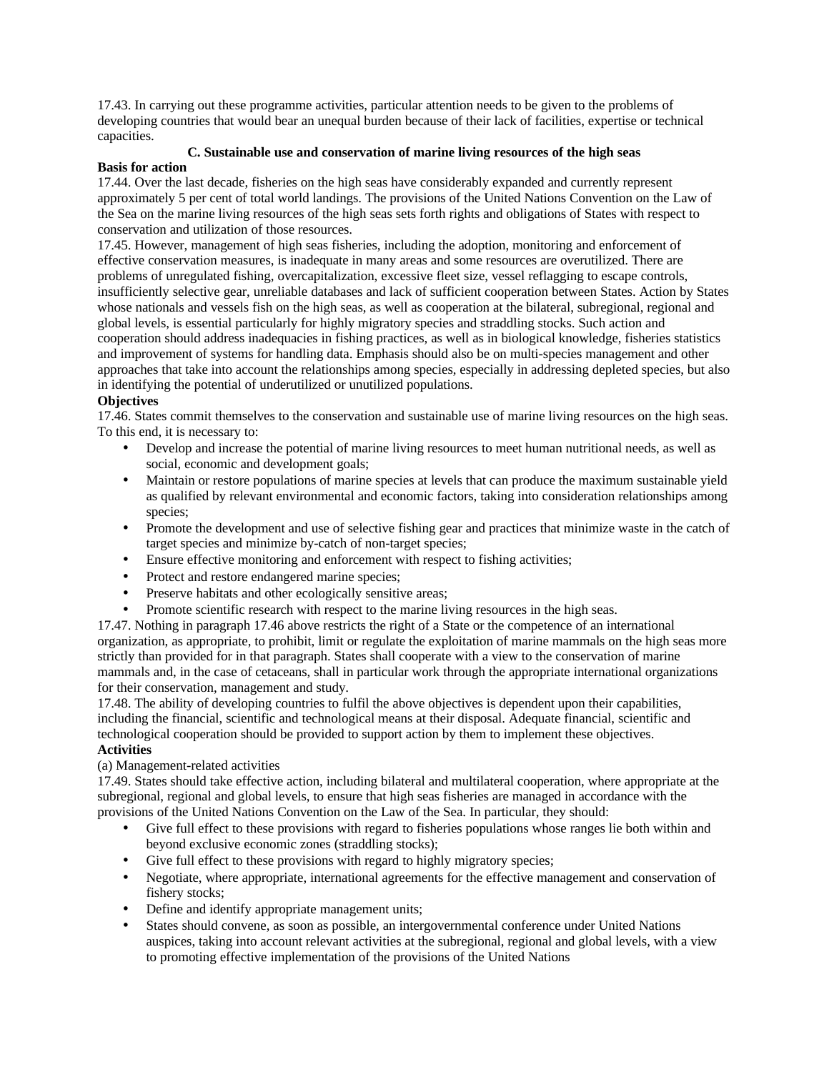17.43. In carrying out these programme activities, particular attention needs to be given to the problems of developing countries that would bear an unequal burden because of their lack of facilities, expertise or technical capacities.

### C. Sustainable use and conservation of marine living resources of the high seas

**Basis for action**

17.44. Over the last decade, fisheries on the high seas have considerably expanded and currently represent approximately 5 per cent of total world landings. The provisions of the United Nations Convention on the Law of the Sea on the marine living resources of the high seas sets forth rights and obligations of States with respect to conservation and utilization of those resources.

17.45. However, management of high seas fisheries, including the adoption, monitoring and enforcement of effective conservation measures, is inadequate in many areas and some resources are overutilized. There are problems of unregulated fishing, overcapitalization, excessive fleet size, vessel reflagging to escape controls, insufficiently selective gear, unreliable databases and lack of sufficient cooperation between States. Action by States whose nationals and vessels fish on the high seas, as well as cooperation at the bilateral, subregional, regional and global levels, is essential particularly for highly migratory species and straddling stocks. Such action and cooperation should address inadequacies in fishing practices, as well as in biological knowledge, fisheries statistics and improvement of systems for handling data. Emphasis should also be on multi-species management and other approaches that take into account the relationships among species, especially in addressing depleted species, but also in identifying the potential of underutilized or unutilized populations.

**Objectives**

17.46. States commit themselves to the conservation and sustainable use of marine living resources on the high seas. To this end, it is necessary to:

- Develop and increase the potential of marine living resources to meet human nutritional needs, as well as social, economic and development goals;
- Maintain or restore populations of marine species at levels that can produce the maximum sustainable yield as qualified by relevant environmental and economic factors, taking into consideration relationships among species;
- Promote the development and use of selective fishing gear and practices that minimize waste in the catch of target species and minimize by-catch of non-target species;
- Ensure effective monitoring and enforcement with respect to fishing activities;
- Protect and restore endangered marine species;
- Preserve habitats and other ecologically sensitive areas;
- Promote scientific research with respect to the marine living resources in the high seas.

17.47. Nothing in paragraph 17.46 above restricts the right of a State or the competence of an international organization, as appropriate, to prohibit, limit or regulate the exploitation of marine mammals on the high seas more strictly than provided for in that paragraph. States shall cooperate with a view to the conservation of marine mammals and, in the case of cetaceans, shall in particular work through the appropriate international organizations for their conservation, management and study.

17.48. The ability of developing countries to fulfil the above objectives is dependent upon their capabilities, including the financial, scientific and technological means at their disposal. Adequate financial, scientific and technological cooperation should be provided to support action by them to implement these objectives.

**Activities**

(a) Management-related activities

17.49. States should take effective action, including bilateral and multilateral cooperation, where appropriate at the subregional, regional and global levels, to ensure that high seas fisheries are managed in accordance with the provisions of the United Nations Convention on the Law of the Sea. In particular, they should:

- Give full effect to these provisions with regard to fisheries populations whose ranges lie both within and beyond exclusive economic zones (straddling stocks);
- Give full effect to these provisions with regard to highly migratory species;
- Negotiate, where appropriate, international agreements for the effective management and conservation of fishery stocks;
- Define and identify appropriate management units;
- States should convene, as soon as possible, an intergovernmental conference under United Nations auspices, taking into account relevant activities at the subregional, regional and global levels, with a view to promoting effective implementation of the provisions of the United Nations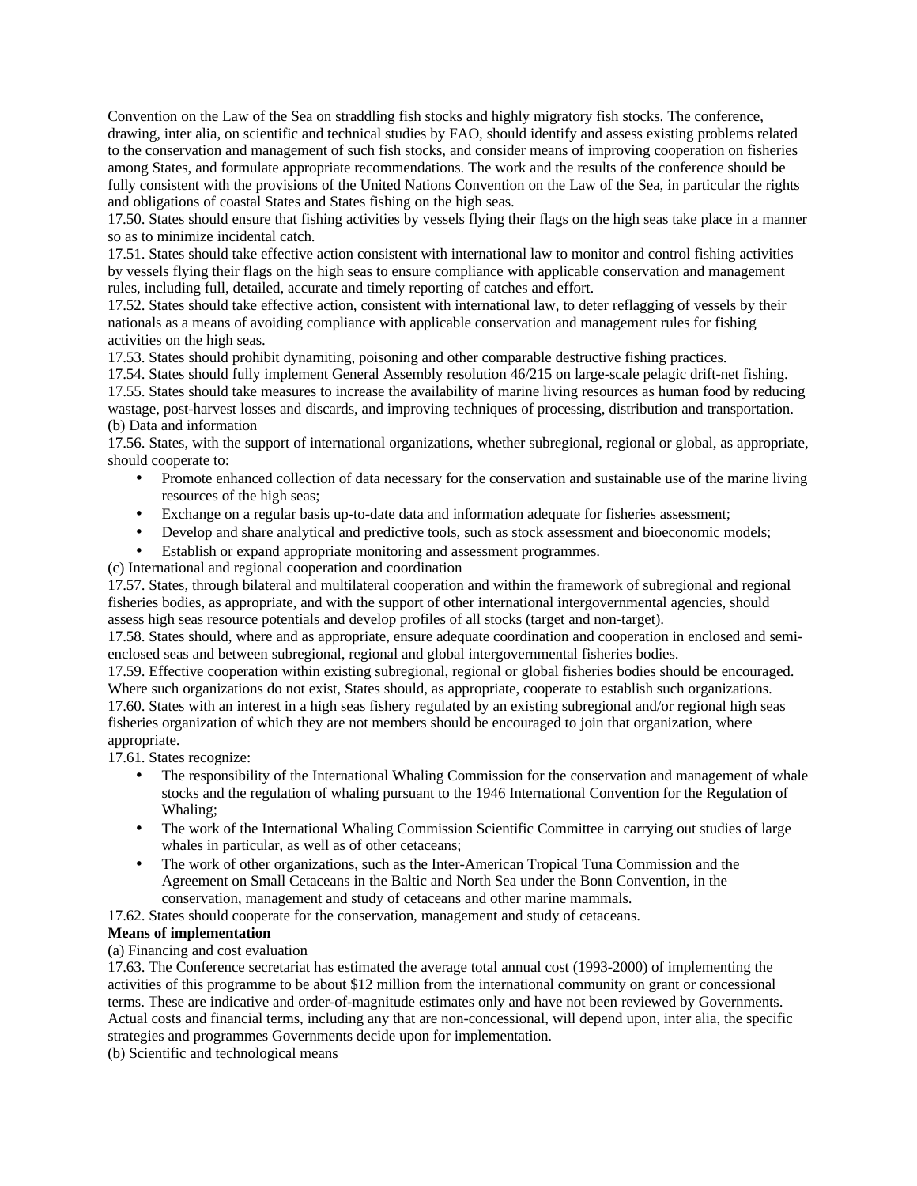Convention on the Law of the Sea on straddling fish stocks and highly migratory fish stocks. The conference, drawing, inter alia, on scientific and technical studies by FAO, should identify and assess existing problems related to the conservation and management of such fish stocks, and consider means of improving cooperation on fisheries among States, and formulate appropriate recommendations. The work and the results of the conference should be fully consistent with the provisions of the United Nations Convention on the Law of the Sea, in particular the rights and obligations of coastal States and States fishing on the high seas.

17.50. States should ensure that fishing activities by vessels flying their flags on the high seas take place in a manner so as to minimize incidental catch.

17.51. States should take effective action consistent with international law to monitor and control fishing activities by vessels flying their flags on the high seas to ensure compliance with applicable conservation and management rules, including full, detailed, accurate and timely reporting of catches and effort.

17.52. States should take effective action, consistent with international law, to deter reflagging of vessels by their nationals as a means of avoiding compliance with applicable conservation and management rules for fishing activities on the high seas.

17.53. States should prohibit dynamiting, poisoning and other comparable destructive fishing practices.

17.54. States should fully implement General Assembly resolution 46/215 on large-scale pelagic drift-net fishing.

17.55. States should take measures to increase the availability of marine living resources as human food by reducing wastage, post-harvest losses and discards, and improving techniques of processing, distribution and transportation.

(b) Data and information

17.56. States, with the support of international organizations, whether subregional, regional or global, as appropriate, should cooperate to:

- Promote enhanced collection of data necessary for the conservation and sustainable use of the marine living resources of the high seas;
- Exchange on a regular basis up-to-date data and information adequate for fisheries assessment;
- Develop and share analytical and predictive tools, such as stock assessment and bioeconomic models;
- Establish or expand appropriate monitoring and assessment programmes.

(c) International and regional cooperation and coordination

17.57. States, through bilateral and multilateral cooperation and within the framework of subregional and regional fisheries bodies, as appropriate, and with the support of other international intergovernmental agencies, should assess high seas resource potentials and develop profiles of all stocks (target and non-target).

17.58. States should, where and as appropriate, ensure adequate coordination and cooperation in enclosed and semi-enclosed seas and between subregional, regional and global intergovernmental fisheries bodies.

17.59. Effective cooperation within existing subregional, regional or global fisheries bodies should be encouraged. Where such organizations do not exist, States should, as appropriate, cooperate to establish such organizations.

17.60. States with an interest in a high seas fishery regulated by an existing subregional and/or regional high seas fisheries organization of which they are not members should be encouraged to join that organization, where appropriate.

17.61. States recognize:

- The responsibility of the International Whaling Commission for the conservation and management of whale stocks and the regulation of whaling pursuant to the 1946 International Convention for the Regulation of Whaling;
- The work of the International Whaling Commission Scientific Committee in carrying out studies of large whales in particular, as well as of other cetaceans;
- The work of other organizations, such as the Inter-American Tropical Tuna Commission and the Agreement on Small Cetaceans in the Baltic and North Sea under the Bonn Convention, in the conservation, management and study of cetaceans and other marine mammals.

17.62. States should cooperate for the conservation, management and study of cetaceans.

**Means of implementation**

(a) Financing and cost evaluation

17.63. The Conference secretariat has estimated the average total annual cost (1993-2000) of implementing the activities of this programme to be about $12 million from the international community on grant or concessional terms. These are indicative and order-of-magnitude estimates only and have not been reviewed by Governments. Actual costs and financial terms, including any that are non-concessional, will depend upon, inter alia, the specific strategies and programmes Governments decide upon for implementation.

(b) Scientific and technological means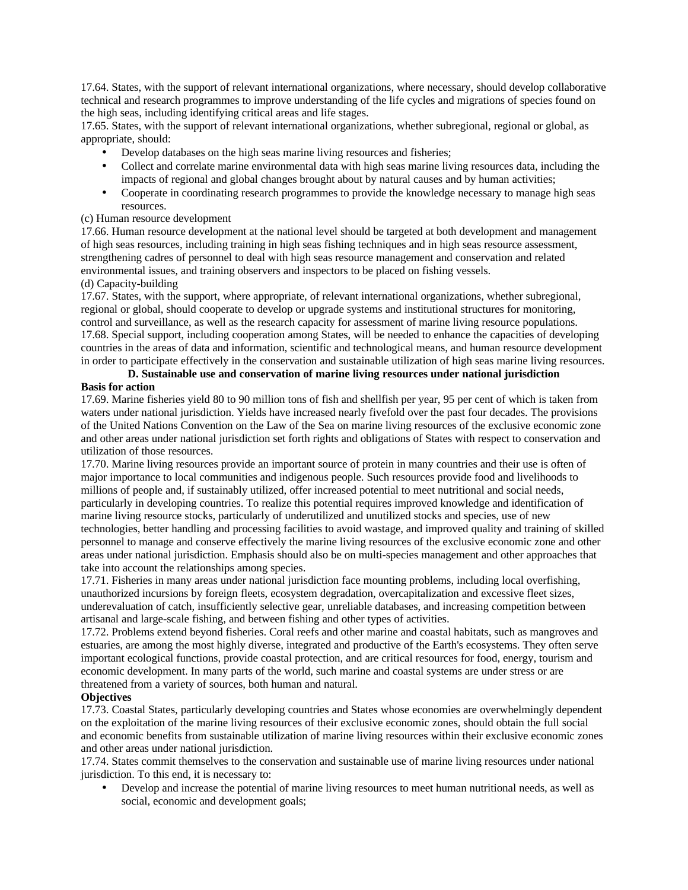17.64. States, with the support of relevant international organizations, where necessary, should develop collaborative technical and research programmes to improve understanding of the life cycles and migrations of species found on the high seas, including identifying critical areas and life stages.

17.65. States, with the support of relevant international organizations, whether subregional, regional or global, as appropriate, should:

- Develop databases on the high seas marine living resources and fisheries;
- Collect and correlate marine environmental data with high seas marine living resources data, including the impacts of regional and global changes brought about by natural causes and by human activities;
- Cooperate in coordinating research programmes to provide the knowledge necessary to manage high seas resources.

(c) Human resource development

17.66. Human resource development at the national level should be targeted at both development and management of high seas resources, including training in high seas fishing techniques and in high seas resource assessment, strengthening cadres of personnel to deal with high seas resource management and conservation and related environmental issues, and training observers and inspectors to be placed on fishing vessels.

(d) Capacity-building

17.67. States, with the support, where appropriate, of relevant international organizations, whether subregional, regional or global, should cooperate to develop or upgrade systems and institutional structures for monitoring, control and surveillance, as well as the research capacity for assessment of marine living resource populations.

17.68. Special support, including cooperation among States, will be needed to enhance the capacities of developing countries in the areas of data and information, scientific and technological means, and human resource development in order to participate effectively in the conservation and sustainable utilization of high seas marine living resources.

## D. Sustainable use and conservation of marine living resources under national jurisdiction

**Basis for action**

17.69. Marine fisheries yield 80 to 90 million tons of fish and shellfish per year, 95 per cent of which is taken from waters under national jurisdiction. Yields have increased nearly fivefold over the past four decades. The provisions of the United Nations Convention on the Law of the Sea on marine living resources of the exclusive economic zone and other areas under national jurisdiction set forth rights and obligations of States with respect to conservation and utilization of those resources.

17.70. Marine living resources provide an important source of protein in many countries and their use is often of major importance to local communities and indigenous people. Such resources provide food and livelihoods to millions of people and, if sustainably utilized, offer increased potential to meet nutritional and social needs, particularly in developing countries. To realize this potential requires improved knowledge and identification of marine living resource stocks, particularly of underutilized and unutilized stocks and species, use of new technologies, better handling and processing facilities to avoid wastage, and improved quality and training of skilled personnel to manage and conserve effectively the marine living resources of the exclusive economic zone and other areas under national jurisdiction. Emphasis should also be on multi-species management and other approaches that take into account the relationships among species.

17.71. Fisheries in many areas under national jurisdiction face mounting problems, including local overfishing, unauthorized incursions by foreign fleets, ecosystem degradation, overcapitalization and excessive fleet sizes, underevaluation of catch, insufficiently selective gear, unreliable databases, and increasing competition between artisanal and large-scale fishing, and between fishing and other types of activities.

17.72. Problems extend beyond fisheries. Coral reefs and other marine and coastal habitats, such as mangroves and estuaries, are among the most highly diverse, integrated and productive of the Earth's ecosystems. They often serve important ecological functions, provide coastal protection, and are critical resources for food, energy, tourism and economic development. In many parts of the world, such marine and coastal systems are under stress or are threatened from a variety of sources, both human and natural.

**Objectives**

17.73. Coastal States, particularly developing countries and States whose economies are overwhelmingly dependent on the exploitation of the marine living resources of their exclusive economic zones, should obtain the full social and economic benefits from sustainable utilization of marine living resources within their exclusive economic zones and other areas under national jurisdiction.

17.74. States commit themselves to the conservation and sustainable use of marine living resources under national jurisdiction. To this end, it is necessary to:

- Develop and increase the potential of marine living resources to meet human nutritional needs, as well as social, economic and development goals;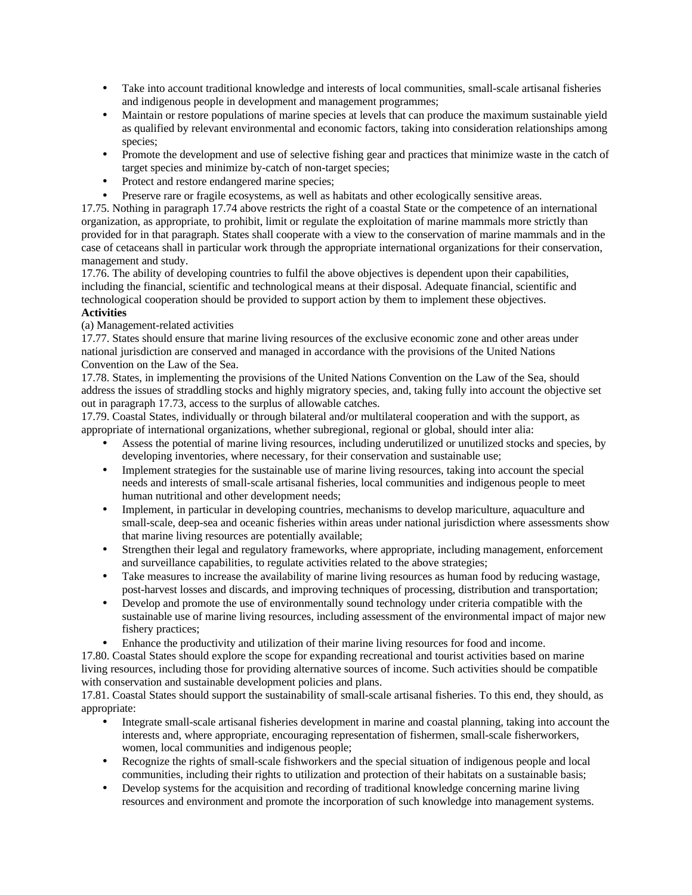- Take into account traditional knowledge and interests of local communities, small-scale artisanal fisheries and indigenous people in development and management programmes;
- Maintain or restore populations of marine species at levels that can produce the maximum sustainable yield as qualified by relevant environmental and economic factors, taking into consideration relationships among species;
- Promote the development and use of selective fishing gear and practices that minimize waste in the catch of target species and minimize by-catch of non-target species;
- Protect and restore endangered marine species;
- Preserve rare or fragile ecosystems, as well as habitats and other ecologically sensitive areas.

17.75. Nothing in paragraph 17.74 above restricts the right of a coastal State or the competence of an international organization, as appropriate, to prohibit, limit or regulate the exploitation of marine mammals more strictly than provided for in that paragraph. States shall cooperate with a view to the conservation of marine mammals and in the case of cetaceans shall in particular work through the appropriate international organizations for their conservation, management and study.

17.76. The ability of developing countries to fulfil the above objectives is dependent upon their capabilities, including the financial, scientific and technological means at their disposal. Adequate financial, scientific and technological cooperation should be provided to support action by them to implement these objectives.

**Activities**

(a) Management-related activities

17.77. States should ensure that marine living resources of the exclusive economic zone and other areas under national jurisdiction are conserved and managed in accordance with the provisions of the United Nations Convention on the Law of the Sea.

17.78. States, in implementing the provisions of the United Nations Convention on the Law of the Sea, should address the issues of straddling stocks and highly migratory species, and, taking fully into account the objective set out in paragraph 17.73, access to the surplus of allowable catches.

17.79. Coastal States, individually or through bilateral and/or multilateral cooperation and with the support, as appropriate of international organizations, whether subregional, regional or global, should inter alia:

- Assess the potential of marine living resources, including underutilized or unutilized stocks and species, by developing inventories, where necessary, for their conservation and sustainable use;
- Implement strategies for the sustainable use of marine living resources, taking into account the special needs and interests of small-scale artisanal fisheries, local communities and indigenous people to meet human nutritional and other development needs;
- Implement, in particular in developing countries, mechanisms to develop mariculture, aquaculture and small-scale, deep-sea and oceanic fisheries within areas under national jurisdiction where assessments show that marine living resources are potentially available;
- Strengthen their legal and regulatory frameworks, where appropriate, including management, enforcement and surveillance capabilities, to regulate activities related to the above strategies;
- Take measures to increase the availability of marine living resources as human food by reducing wastage, post-harvest losses and discards, and improving techniques of processing, distribution and transportation;
- Develop and promote the use of environmentally sound technology under criteria compatible with the sustainable use of marine living resources, including assessment of the environmental impact of major new fishery practices;
- Enhance the productivity and utilization of their marine living resources for food and income.

17.80. Coastal States should explore the scope for expanding recreational and tourist activities based on marine living resources, including those for providing alternative sources of income. Such activities should be compatible with conservation and sustainable development policies and plans.

17.81. Coastal States should support the sustainability of small-scale artisanal fisheries. To this end, they should, as appropriate:

- Integrate small-scale artisanal fisheries development in marine and coastal planning, taking into account the interests and, where appropriate, encouraging representation of fishermen, small-scale fisherworkers, women, local communities and indigenous people;
- Recognize the rights of small-scale fishworkers and the special situation of indigenous people and local communities, including their rights to utilization and protection of their habitats on a sustainable basis;
- Develop systems for the acquisition and recording of traditional knowledge concerning marine living resources and environment and promote the incorporation of such knowledge into management systems.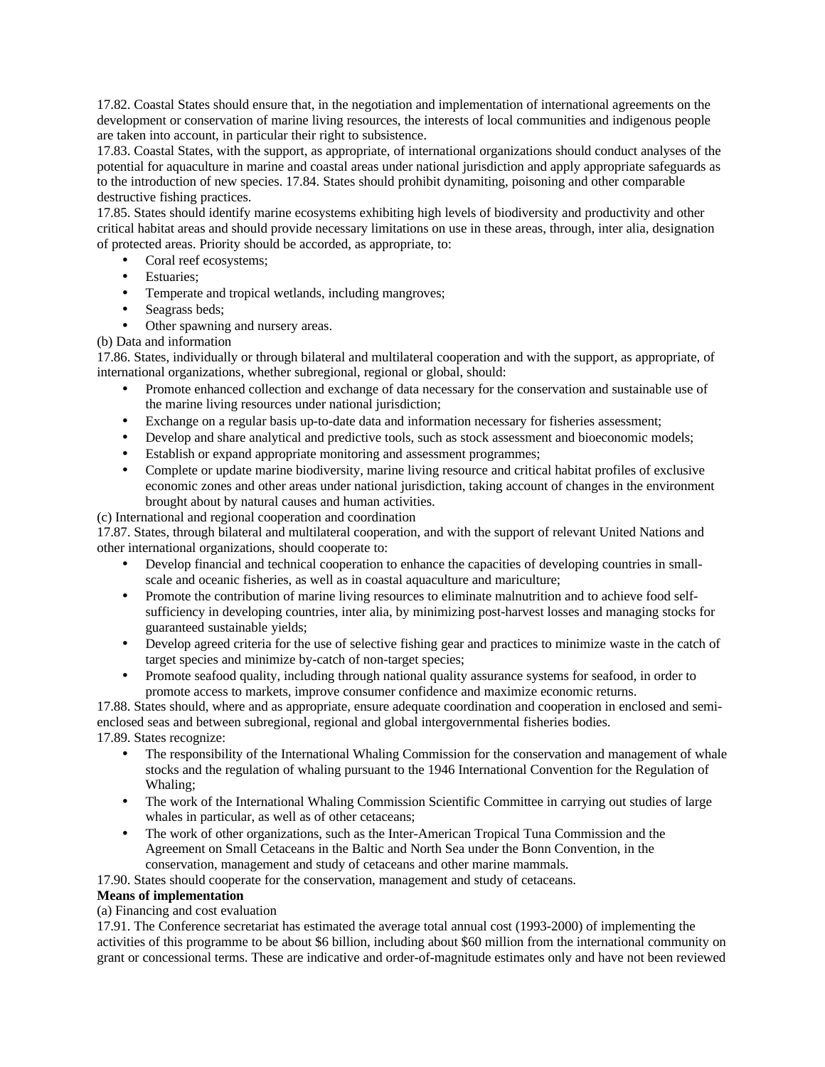17.82. Coastal States should ensure that, in the negotiation and implementation of international agreements on the development or conservation of marine living resources, the interests of local communities and indigenous people are taken into account, in particular their right to subsistence.

17.83. Coastal States, with the support, as appropriate, of international organizations should conduct analyses of the potential for aquaculture in marine and coastal areas under national jurisdiction and apply appropriate safeguards as to the introduction of new species. 17.84. States should prohibit dynamiting, poisoning and other comparable destructive fishing practices.

17.85. States should identify marine ecosystems exhibiting high levels of biodiversity and productivity and other critical habitat areas and should provide necessary limitations on use in these areas, through, inter alia, designation of protected areas. Priority should be accorded, as appropriate, to:

- Coral reef ecosystems;
- Estuaries;
- Temperate and tropical wetlands, including mangroves;
- Seagrass beds;
- Other spawning and nursery areas.

(b) Data and information

17.86. States, individually or through bilateral and multilateral cooperation and with the support, as appropriate, of international organizations, whether subregional, regional or global, should:

- Promote enhanced collection and exchange of data necessary for the conservation and sustainable use of the marine living resources under national jurisdiction;
- Exchange on a regular basis up-to-date data and information necessary for fisheries assessment;
- Develop and share analytical and predictive tools, such as stock assessment and bioeconomic models;
- Establish or expand appropriate monitoring and assessment programmes;
- Complete or update marine biodiversity, marine living resource and critical habitat profiles of exclusive economic zones and other areas under national jurisdiction, taking account of changes in the environment brought about by natural causes and human activities.

(c) International and regional cooperation and coordination

17.87. States, through bilateral and multilateral cooperation, and with the support of relevant United Nations and other international organizations, should cooperate to:

- Develop financial and technical cooperation to enhance the capacities of developing countries in small-scale and oceanic fisheries, as well as in coastal aquaculture and mariculture;
- Promote the contribution of marine living resources to eliminate malnutrition and to achieve food self-sufficiency in developing countries, inter alia, by minimizing post-harvest losses and managing stocks for guaranteed sustainable yields;
- Develop agreed criteria for the use of selective fishing gear and practices to minimize waste in the catch of target species and minimize by-catch of non-target species;
- Promote seafood quality, including through national quality assurance systems for seafood, in order to promote access to markets, improve consumer confidence and maximize economic returns.

17.88. States should, where and as appropriate, ensure adequate coordination and cooperation in enclosed and semi-enclosed seas and between subregional, regional and global intergovernmental fisheries bodies.

17.89. States recognize:

- The responsibility of the International Whaling Commission for the conservation and management of whale stocks and the regulation of whaling pursuant to the 1946 International Convention for the Regulation of Whaling;
- The work of the International Whaling Commission Scientific Committee in carrying out studies of large whales in particular, as well as of other cetaceans;
- The work of other organizations, such as the Inter-American Tropical Tuna Commission and the Agreement on Small Cetaceans in the Baltic and North Sea under the Bonn Convention, in the conservation, management and study of cetaceans and other marine mammals.

17.90. States should cooperate for the conservation, management and study of cetaceans.

**Means of implementation**

(a) Financing and cost evaluation

17.91. The Conference secretariat has estimated the average total annual cost (1993-2000) of implementing the activities of this programme to be about $6 billion, including about $60 million from the international community on grant or concessional terms. These are indicative and order-of-magnitude estimates only and have not been reviewed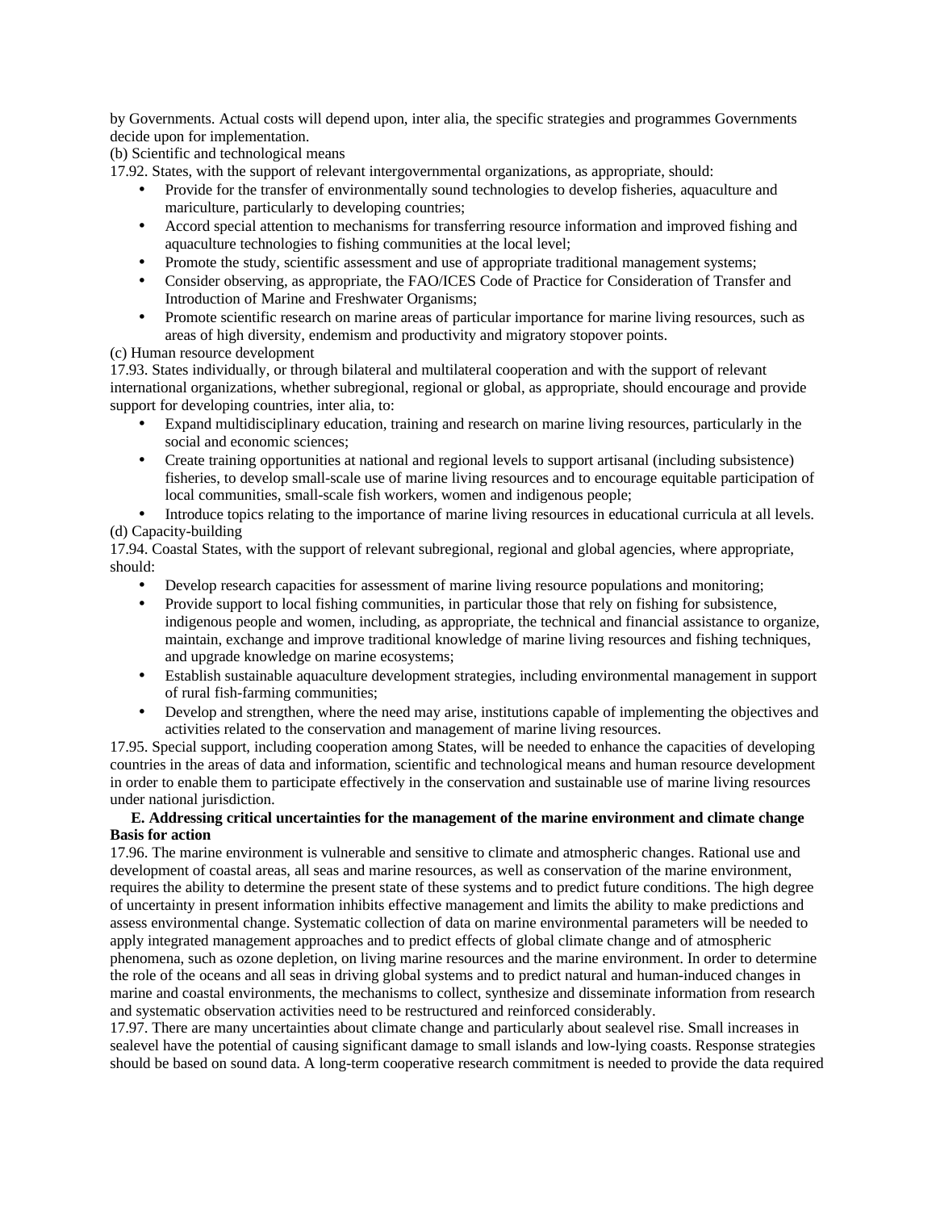by Governments. Actual costs will depend upon, inter alia, the specific strategies and programmes Governments decide upon for implementation.

(b) Scientific and technological means

17.92. States, with the support of relevant intergovernmental organizations, as appropriate, should:

- Provide for the transfer of environmentally sound technologies to develop fisheries, aquaculture and mariculture, particularly to developing countries;
- Accord special attention to mechanisms for transferring resource information and improved fishing and aquaculture technologies to fishing communities at the local level;
- Promote the study, scientific assessment and use of appropriate traditional management systems;
- Consider observing, as appropriate, the FAO/ICES Code of Practice for Consideration of Transfer and Introduction of Marine and Freshwater Organisms;
- Promote scientific research on marine areas of particular importance for marine living resources, such as areas of high diversity, endemism and productivity and migratory stopover points.

(c) Human resource development

17.93. States individually, or through bilateral and multilateral cooperation and with the support of relevant international organizations, whether subregional, regional or global, as appropriate, should encourage and provide support for developing countries, inter alia, to:

- Expand multidisciplinary education, training and research on marine living resources, particularly in the social and economic sciences;
- Create training opportunities at national and regional levels to support artisanal (including subsistence) fisheries, to develop small-scale use of marine living resources and to encourage equitable participation of local communities, small-scale fish workers, women and indigenous people;
- Introduce topics relating to the importance of marine living resources in educational curricula at all levels.

(d) Capacity-building

17.94. Coastal States, with the support of relevant subregional, regional and global agencies, where appropriate, should:

- Develop research capacities for assessment of marine living resource populations and monitoring;
- Provide support to local fishing communities, in particular those that rely on fishing for subsistence, indigenous people and women, including, as appropriate, the technical and financial assistance to organize, maintain, exchange and improve traditional knowledge of marine living resources and fishing techniques, and upgrade knowledge on marine ecosystems;
- Establish sustainable aquaculture development strategies, including environmental management in support of rural fish-farming communities;
- Develop and strengthen, where the need may arise, institutions capable of implementing the objectives and activities related to the conservation and management of marine living resources.

17.95. Special support, including cooperation among States, will be needed to enhance the capacities of developing countries in the areas of data and information, scientific and technological means and human resource development in order to enable them to participate effectively in the conservation and sustainable use of marine living resources under national jurisdiction.

## E. Addressing critical uncertainties for the management of the marine environment and climate change

**Basis for action**

17.96. The marine environment is vulnerable and sensitive to climate and atmospheric changes. Rational use and development of coastal areas, all seas and marine resources, as well as conservation of the marine environment, requires the ability to determine the present state of these systems and to predict future conditions. The high degree of uncertainty in present information inhibits effective management and limits the ability to make predictions and assess environmental change. Systematic collection of data on marine environmental parameters will be needed to apply integrated management approaches and to predict effects of global climate change and of atmospheric phenomena, such as ozone depletion, on living marine resources and the marine environment. In order to determine the role of the oceans and all seas in driving global systems and to predict natural and human-induced changes in marine and coastal environments, the mechanisms to collect, synthesize and disseminate information from research and systematic observation activities need to be restructured and reinforced considerably.

17.97. There are many uncertainties about climate change and particularly about sealevel rise. Small increases in sealevel have the potential of causing significant damage to small islands and low-lying coasts. Response strategies should be based on sound data. A long-term cooperative research commitment is needed to provide the data required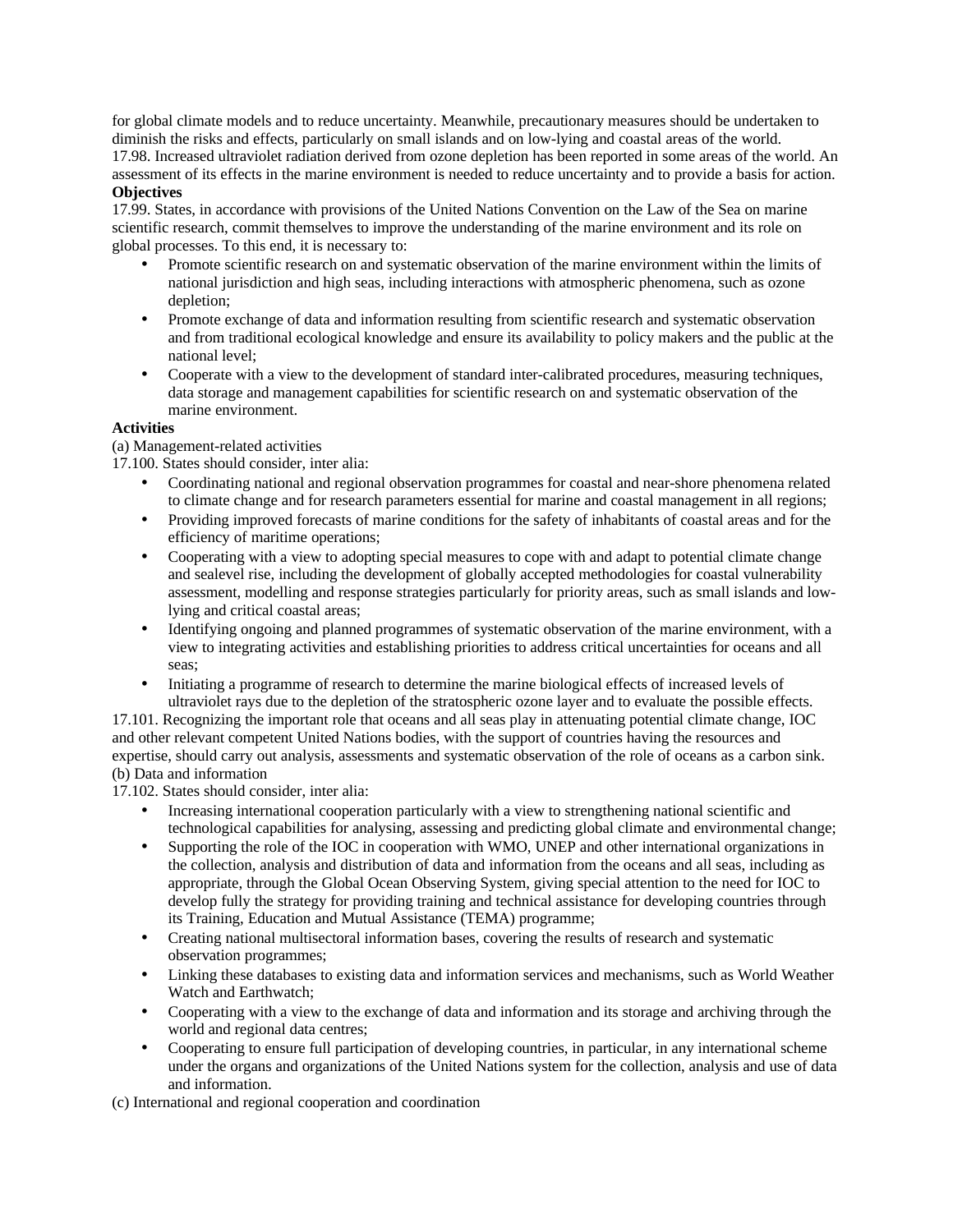for global climate models and to reduce uncertainty. Meanwhile, precautionary measures should be undertaken to diminish the risks and effects, particularly on small islands and on low-lying and coastal areas of the world.

17.98. Increased ultraviolet radiation derived from ozone depletion has been reported in some areas of the world. An assessment of its effects in the marine environment is needed to reduce uncertainty and to provide a basis for action.

**Objectives**

17.99. States, in accordance with provisions of the United Nations Convention on the Law of the Sea on marine scientific research, commit themselves to improve the understanding of the marine environment and its role on global processes. To this end, it is necessary to:

- Promote scientific research on and systematic observation of the marine environment within the limits of national jurisdiction and high seas, including interactions with atmospheric phenomena, such as ozone depletion;
- Promote exchange of data and information resulting from scientific research and systematic observation and from traditional ecological knowledge and ensure its availability to policy makers and the public at the national level;
- Cooperate with a view to the development of standard inter-calibrated procedures, measuring techniques, data storage and management capabilities for scientific research on and systematic observation of the marine environment.

**Activities**

(a) Management-related activities

17.100. States should consider, inter alia:

- Coordinating national and regional observation programmes for coastal and near-shore phenomena related to climate change and for research parameters essential for marine and coastal management in all regions;
- Providing improved forecasts of marine conditions for the safety of inhabitants of coastal areas and for the efficiency of maritime operations;
- Cooperating with a view to adopting special measures to cope with and adapt to potential climate change and sealevel rise, including the development of globally accepted methodologies for coastal vulnerability assessment, modelling and response strategies particularly for priority areas, such as small islands and low-lying and critical coastal areas;
- Identifying ongoing and planned programmes of systematic observation of the marine environment, with a view to integrating activities and establishing priorities to address critical uncertainties for oceans and all seas;
- Initiating a programme of research to determine the marine biological effects of increased levels of ultraviolet rays due to the depletion of the stratospheric ozone layer and to evaluate the possible effects.

17.101. Recognizing the important role that oceans and all seas play in attenuating potential climate change, IOC and other relevant competent United Nations bodies, with the support of countries having the resources and expertise, should carry out analysis, assessments and systematic observation of the role of oceans as a carbon sink.

(b) Data and information

17.102. States should consider, inter alia:

- Increasing international cooperation particularly with a view to strengthening national scientific and technological capabilities for analysing, assessing and predicting global climate and environmental change;
- Supporting the role of the IOC in cooperation with WMO, UNEP and other international organizations in the collection, analysis and distribution of data and information from the oceans and all seas, including as appropriate, through the Global Ocean Observing System, giving special attention to the need for IOC to develop fully the strategy for providing training and technical assistance for developing countries through its Training, Education and Mutual Assistance (TEMA) programme;
- Creating national multisectoral information bases, covering the results of research and systematic observation programmes;
- Linking these databases to existing data and information services and mechanisms, such as World Weather Watch and Earthwatch;
- Cooperating with a view to the exchange of data and information and its storage and archiving through the world and regional data centres;
- Cooperating to ensure full participation of developing countries, in particular, in any international scheme under the organs and organizations of the United Nations system for the collection, analysis and use of data and information.

(c) International and regional cooperation and coordination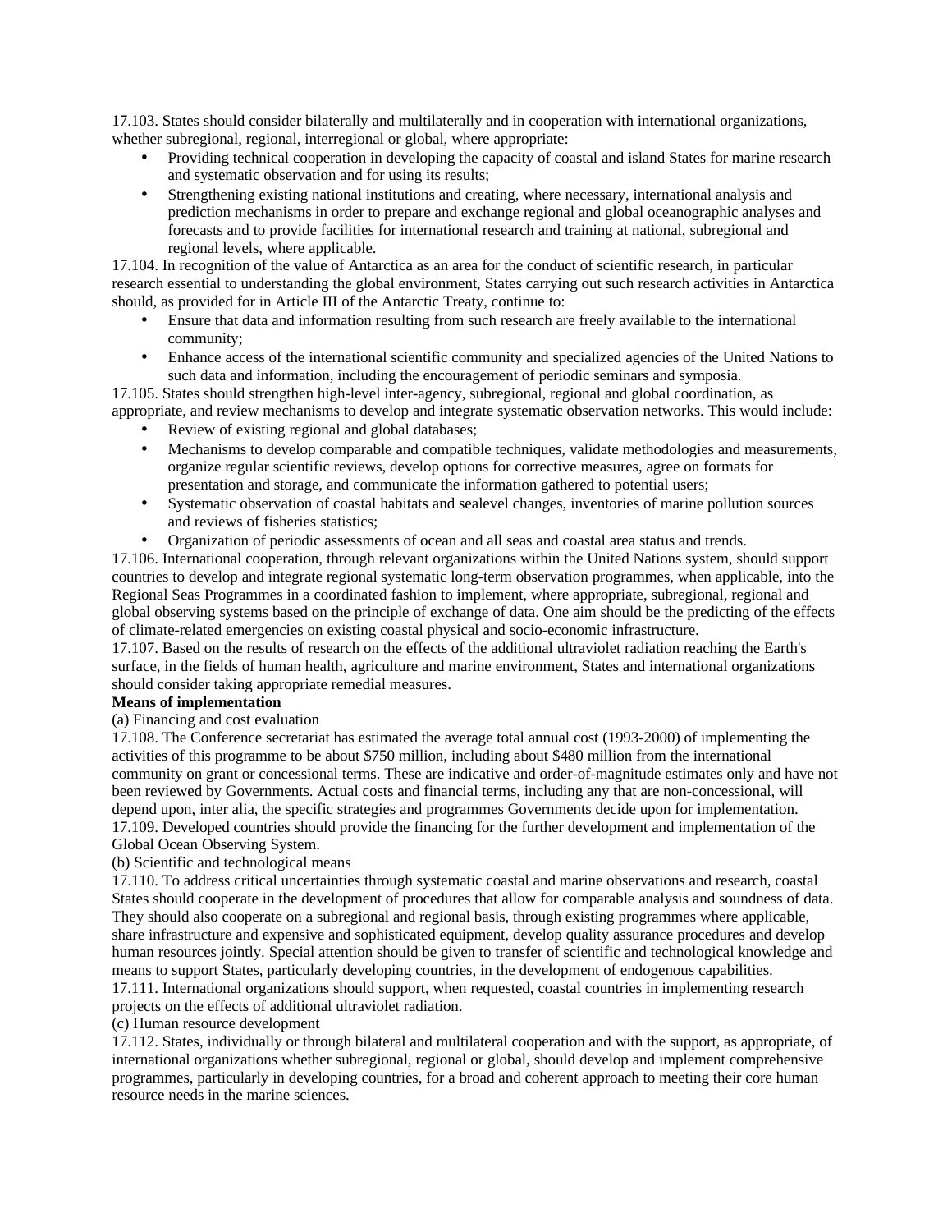17.103. States should consider bilaterally and multilaterally and in cooperation with international organizations, whether subregional, regional, interregional or global, where appropriate:

- Providing technical cooperation in developing the capacity of coastal and island States for marine research and systematic observation and for using its results;
- Strengthening existing national institutions and creating, where necessary, international analysis and prediction mechanisms in order to prepare and exchange regional and global oceanographic analyses and forecasts and to provide facilities for international research and training at national, subregional and regional levels, where applicable.

17.104. In recognition of the value of Antarctica as an area for the conduct of scientific research, in particular research essential to understanding the global environment, States carrying out such research activities in Antarctica should, as provided for in Article III of the Antarctic Treaty, continue to:

- Ensure that data and information resulting from such research are freely available to the international community;
- Enhance access of the international scientific community and specialized agencies of the United Nations to such data and information, including the encouragement of periodic seminars and symposia.

17.105. States should strengthen high-level inter-agency, subregional, regional and global coordination, as appropriate, and review mechanisms to develop and integrate systematic observation networks. This would include:

- Review of existing regional and global databases;
- Mechanisms to develop comparable and compatible techniques, validate methodologies and measurements, organize regular scientific reviews, develop options for corrective measures, agree on formats for presentation and storage, and communicate the information gathered to potential users;
- Systematic observation of coastal habitats and sealevel changes, inventories of marine pollution sources and reviews of fisheries statistics;
- Organization of periodic assessments of ocean and all seas and coastal area status and trends.

17.106. International cooperation, through relevant organizations within the United Nations system, should support countries to develop and integrate regional systematic long-term observation programmes, when applicable, into the Regional Seas Programmes in a coordinated fashion to implement, where appropriate, subregional, regional and global observing systems based on the principle of exchange of data. One aim should be the predicting of the effects of climate-related emergencies on existing coastal physical and socio-economic infrastructure.

17.107. Based on the results of research on the effects of the additional ultraviolet radiation reaching the Earth's surface, in the fields of human health, agriculture and marine environment, States and international organizations should consider taking appropriate remedial measures.

**Means of implementation**

(a) Financing and cost evaluation

17.108. The Conference secretariat has estimated the average total annual cost (1993-2000) of implementing the activities of this programme to be about $750 million, including about $480 million from the international community on grant or concessional terms. These are indicative and order-of-magnitude estimates only and have not been reviewed by Governments. Actual costs and financial terms, including any that are non-concessional, will depend upon, inter alia, the specific strategies and programmes Governments decide upon for implementation.

17.109. Developed countries should provide the financing for the further development and implementation of the Global Ocean Observing System.

(b) Scientific and technological means

17.110. To address critical uncertainties through systematic coastal and marine observations and research, coastal States should cooperate in the development of procedures that allow for comparable analysis and soundness of data. They should also cooperate on a subregional and regional basis, through existing programmes where applicable, share infrastructure and expensive and sophisticated equipment, develop quality assurance procedures and develop human resources jointly. Special attention should be given to transfer of scientific and technological knowledge and means to support States, particularly developing countries, in the development of endogenous capabilities.

17.111. International organizations should support, when requested, coastal countries in implementing research projects on the effects of additional ultraviolet radiation.

(c) Human resource development

17.112. States, individually or through bilateral and multilateral cooperation and with the support, as appropriate, of international organizations whether subregional, regional or global, should develop and implement comprehensive programmes, particularly in developing countries, for a broad and coherent approach to meeting their core human resource needs in the marine sciences.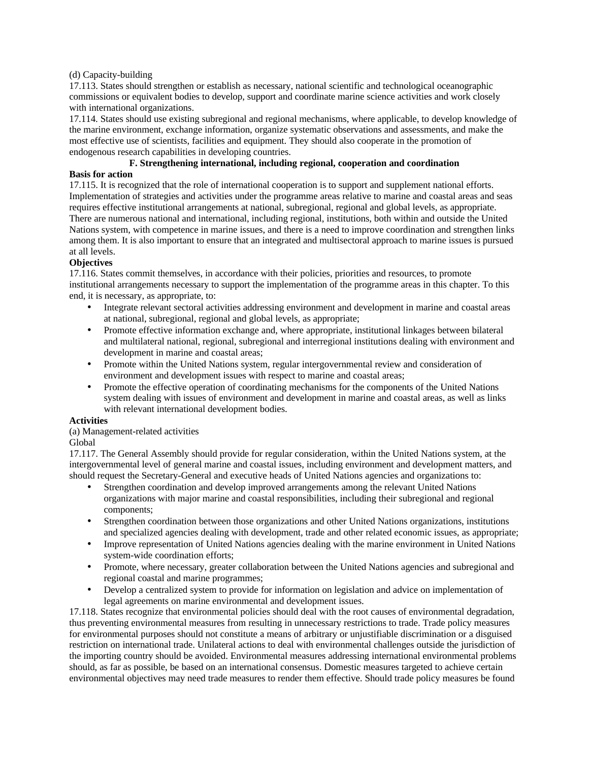(d) Capacity-building

17.113. States should strengthen or establish as necessary, national scientific and technological oceanographic commissions or equivalent bodies to develop, support and coordinate marine science activities and work closely with international organizations.

17.114. States should use existing subregional and regional mechanisms, where applicable, to develop knowledge of the marine environment, exchange information, organize systematic observations and assessments, and make the most effective use of scientists, facilities and equipment. They should also cooperate in the promotion of endogenous research capabilities in developing countries.

### F. Strengthening international, including regional, cooperation and coordination

**Basis for action**

17.115. It is recognized that the role of international cooperation is to support and supplement national efforts. Implementation of strategies and activities under the programme areas relative to marine and coastal areas and seas requires effective institutional arrangements at national, subregional, regional and global levels, as appropriate. There are numerous national and international, including regional, institutions, both within and outside the United Nations system, with competence in marine issues, and there is a need to improve coordination and strengthen links among them. It is also important to ensure that an integrated and multisectoral approach to marine issues is pursued at all levels.

**Objectives**

17.116. States commit themselves, in accordance with their policies, priorities and resources, to promote institutional arrangements necessary to support the implementation of the programme areas in this chapter. To this end, it is necessary, as appropriate, to:

- Integrate relevant sectoral activities addressing environment and development in marine and coastal areas at national, subregional, regional and global levels, as appropriate;
- Promote effective information exchange and, where appropriate, institutional linkages between bilateral and multilateral national, regional, subregional and interregional institutions dealing with environment and development in marine and coastal areas;
- Promote within the United Nations system, regular intergovernmental review and consideration of environment and development issues with respect to marine and coastal areas;
- Promote the effective operation of coordinating mechanisms for the components of the United Nations system dealing with issues of environment and development in marine and coastal areas, as well as links with relevant international development bodies.

**Activities**

(a) Management-related activities

Global

17.117. The General Assembly should provide for regular consideration, within the United Nations system, at the intergovernmental level of general marine and coastal issues, including environment and development matters, and should request the Secretary-General and executive heads of United Nations agencies and organizations to:

- Strengthen coordination and develop improved arrangements among the relevant United Nations organizations with major marine and coastal responsibilities, including their subregional and regional components;
- Strengthen coordination between those organizations and other United Nations organizations, institutions and specialized agencies dealing with development, trade and other related economic issues, as appropriate;
- Improve representation of United Nations agencies dealing with the marine environment in United Nations system-wide coordination efforts;
- Promote, where necessary, greater collaboration between the United Nations agencies and subregional and regional coastal and marine programmes;
- Develop a centralized system to provide for information on legislation and advice on implementation of legal agreements on marine environmental and development issues.

17.118. States recognize that environmental policies should deal with the root causes of environmental degradation, thus preventing environmental measures from resulting in unnecessary restrictions to trade. Trade policy measures for environmental purposes should not constitute a means of arbitrary or unjustifiable discrimination or a disguised restriction on international trade. Unilateral actions to deal with environmental challenges outside the jurisdiction of the importing country should be avoided. Environmental measures addressing international environmental problems should, as far as possible, be based on an international consensus. Domestic measures targeted to achieve certain environmental objectives may need trade measures to render them effective. Should trade policy measures be found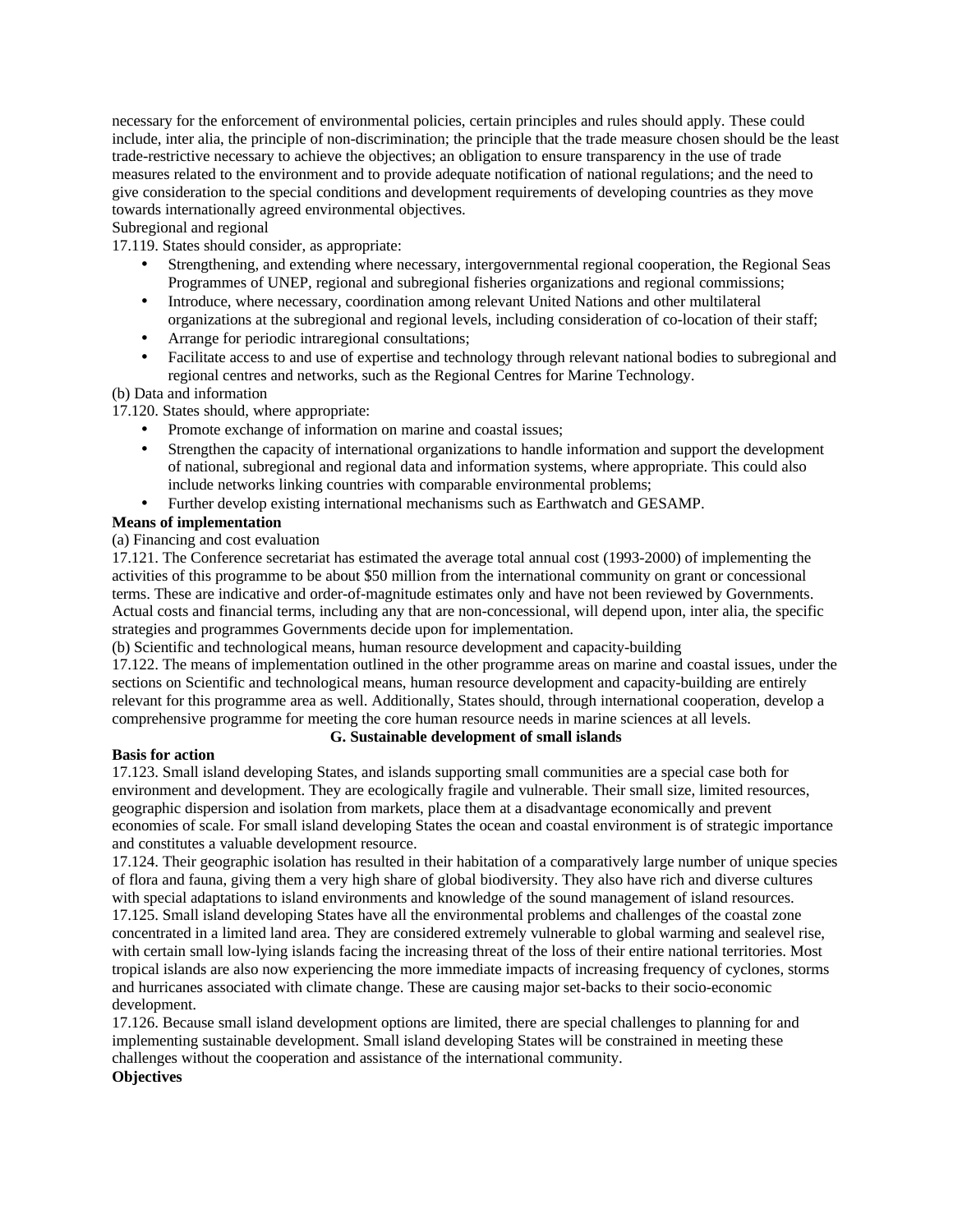necessary for the enforcement of environmental policies, certain principles and rules should apply. These could include, inter alia, the principle of non-discrimination; the principle that the trade measure chosen should be the least trade-restrictive necessary to achieve the objectives; an obligation to ensure transparency in the use of trade measures related to the environment and to provide adequate notification of national regulations; and the need to give consideration to the special conditions and development requirements of developing countries as they move towards internationally agreed environmental objectives.

Subregional and regional

17.119. States should consider, as appropriate:

- Strengthening, and extending where necessary, intergovernmental regional cooperation, the Regional Seas Programmes of UNEP, regional and subregional fisheries organizations and regional commissions;
- Introduce, where necessary, coordination among relevant United Nations and other multilateral organizations at the subregional and regional levels, including consideration of co-location of their staff;
- Arrange for periodic intraregional consultations;
- Facilitate access to and use of expertise and technology through relevant national bodies to subregional and regional centres and networks, such as the Regional Centres for Marine Technology.

(b) Data and information

17.120. States should, where appropriate:

- Promote exchange of information on marine and coastal issues;
- Strengthen the capacity of international organizations to handle information and support the development of national, subregional and regional data and information systems, where appropriate. This could also include networks linking countries with comparable environmental problems;
- Further develop existing international mechanisms such as Earthwatch and GESAMP.

**Means of implementation**

(a) Financing and cost evaluation

17.121. The Conference secretariat has estimated the average total annual cost (1993-2000) of implementing the activities of this programme to be about $50 million from the international community on grant or concessional terms. These are indicative and order-of-magnitude estimates only and have not been reviewed by Governments. Actual costs and financial terms, including any that are non-concessional, will depend upon, inter alia, the specific strategies and programmes Governments decide upon for implementation.

(b) Scientific and technological means, human resource development and capacity-building

17.122. The means of implementation outlined in the other programme areas on marine and coastal issues, under the sections on Scientific and technological means, human resource development and capacity-building are entirely relevant for this programme area as well. Additionally, States should, through international cooperation, develop a comprehensive programme for meeting the core human resource needs in marine sciences at all levels.

## G. Sustainable development of small islands

**Basis for action**

17.123. Small island developing States, and islands supporting small communities are a special case both for environment and development. They are ecologically fragile and vulnerable. Their small size, limited resources, geographic dispersion and isolation from markets, place them at a disadvantage economically and prevent economies of scale. For small island developing States the ocean and coastal environment is of strategic importance and constitutes a valuable development resource.

17.124. Their geographic isolation has resulted in their habitation of a comparatively large number of unique species of flora and fauna, giving them a very high share of global biodiversity. They also have rich and diverse cultures with special adaptations to island environments and knowledge of the sound management of island resources.

17.125. Small island developing States have all the environmental problems and challenges of the coastal zone concentrated in a limited land area. They are considered extremely vulnerable to global warming and sealevel rise, with certain small low-lying islands facing the increasing threat of the loss of their entire national territories. Most tropical islands are also now experiencing the more immediate impacts of increasing frequency of cyclones, storms and hurricanes associated with climate change. These are causing major set-backs to their socio-economic development.

17.126. Because small island development options are limited, there are special challenges to planning for and implementing sustainable development. Small island developing States will be constrained in meeting these challenges without the cooperation and assistance of the international community.

**Objectives**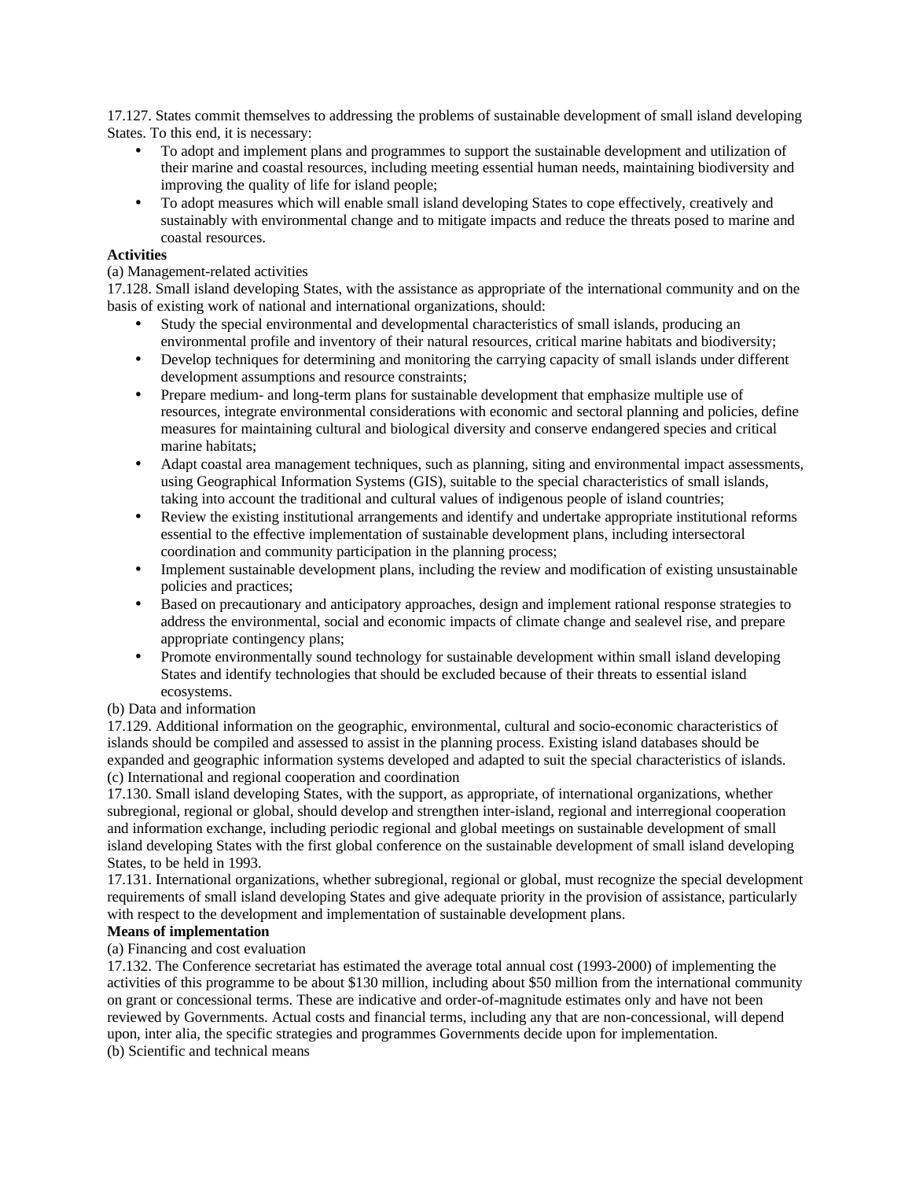17.127. States commit themselves to addressing the problems of sustainable development of small island developing States. To this end, it is necessary:

- To adopt and implement plans and programmes to support the sustainable development and utilization of their marine and coastal resources, including meeting essential human needs, maintaining biodiversity and improving the quality of life for island people;
- To adopt measures which will enable small island developing States to cope effectively, creatively and sustainably with environmental change and to mitigate impacts and reduce the threats posed to marine and coastal resources.

**Activities**

(a) Management-related activities

17.128. Small island developing States, with the assistance as appropriate of the international community and on the basis of existing work of national and international organizations, should:

- Study the special environmental and developmental characteristics of small islands, producing an environmental profile and inventory of their natural resources, critical marine habitats and biodiversity;
- Develop techniques for determining and monitoring the carrying capacity of small islands under different development assumptions and resource constraints;
- Prepare medium- and long-term plans for sustainable development that emphasize multiple use of resources, integrate environmental considerations with economic and sectoral planning and policies, define measures for maintaining cultural and biological diversity and conserve endangered species and critical marine habitats;
- Adapt coastal area management techniques, such as planning, siting and environmental impact assessments, using Geographical Information Systems (GIS), suitable to the special characteristics of small islands, taking into account the traditional and cultural values of indigenous people of island countries;
- Review the existing institutional arrangements and identify and undertake appropriate institutional reforms essential to the effective implementation of sustainable development plans, including intersectoral coordination and community participation in the planning process;
- Implement sustainable development plans, including the review and modification of existing unsustainable policies and practices;
- Based on precautionary and anticipatory approaches, design and implement rational response strategies to address the environmental, social and economic impacts of climate change and sealevel rise, and prepare appropriate contingency plans;
- Promote environmentally sound technology for sustainable development within small island developing States and identify technologies that should be excluded because of their threats to essential island ecosystems.

(b) Data and information

17.129. Additional information on the geographic, environmental, cultural and socio-economic characteristics of islands should be compiled and assessed to assist in the planning process. Existing island databases should be expanded and geographic information systems developed and adapted to suit the special characteristics of islands.

(c) International and regional cooperation and coordination

17.130. Small island developing States, with the support, as appropriate, of international organizations, whether subregional, regional or global, should develop and strengthen inter-island, regional and interregional cooperation and information exchange, including periodic regional and global meetings on sustainable development of small island developing States with the first global conference on the sustainable development of small island developing States, to be held in 1993.

17.131. International organizations, whether subregional, regional or global, must recognize the special development requirements of small island developing States and give adequate priority in the provision of assistance, particularly with respect to the development and implementation of sustainable development plans.

**Means of implementation**

(a) Financing and cost evaluation

17.132. The Conference secretariat has estimated the average total annual cost (1993-2000) of implementing the activities of this programme to be about $130 million, including about $50 million from the international community on grant or concessional terms. These are indicative and order-of-magnitude estimates only and have not been reviewed by Governments. Actual costs and financial terms, including any that are non-concessional, will depend upon, inter alia, the specific strategies and programmes Governments decide upon for implementation.

(b) Scientific and technical means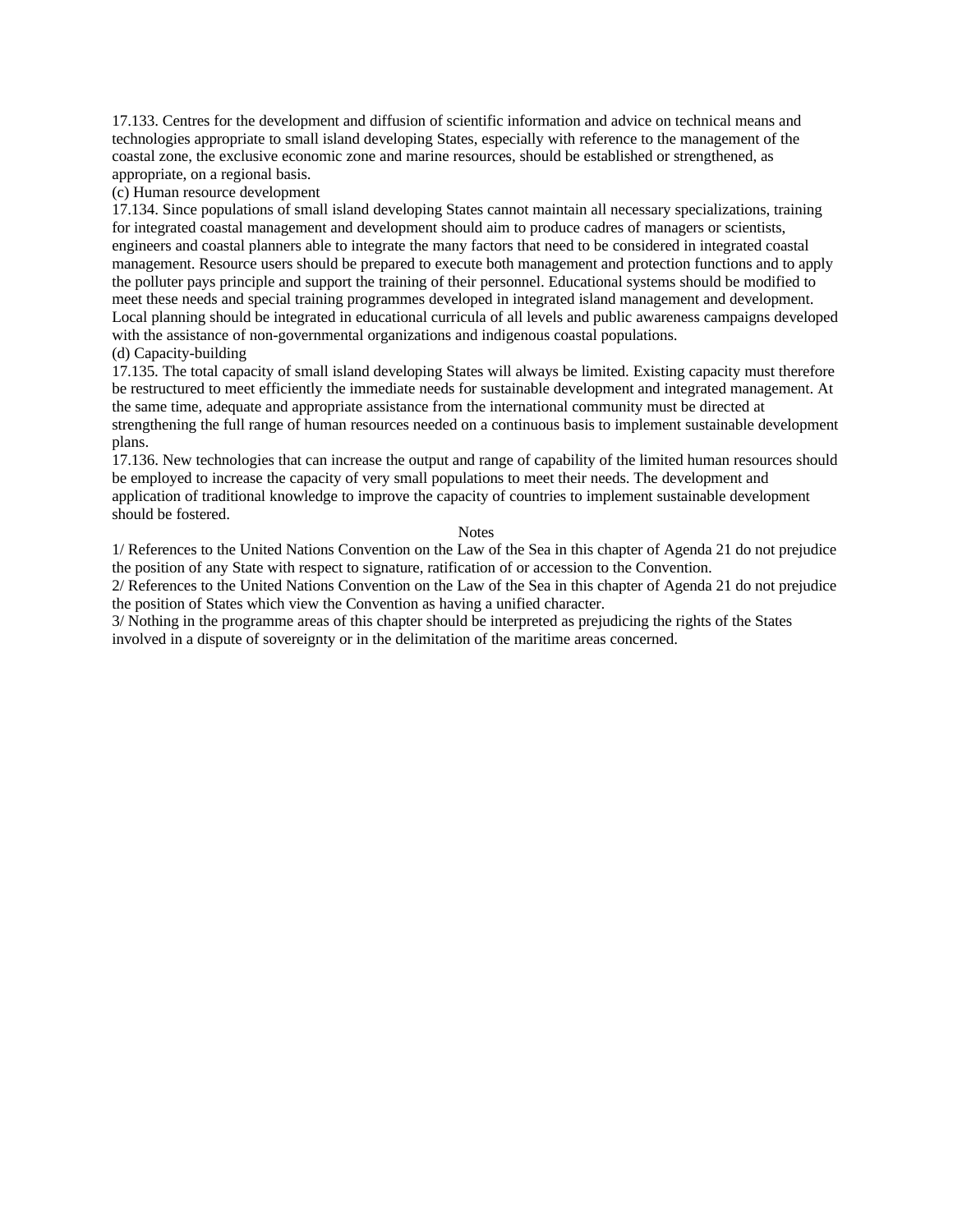17.133. Centres for the development and diffusion of scientific information and advice on technical means and technologies appropriate to small island developing States, especially with reference to the management of the coastal zone, the exclusive economic zone and marine resources, should be established or strengthened, as appropriate, on a regional basis.

(c) Human resource development

17.134. Since populations of small island developing States cannot maintain all necessary specializations, training for integrated coastal management and development should aim to produce cadres of managers or scientists, engineers and coastal planners able to integrate the many factors that need to be considered in integrated coastal management. Resource users should be prepared to execute both management and protection functions and to apply the polluter pays principle and support the training of their personnel. Educational systems should be modified to meet these needs and special training programmes developed in integrated island management and development. Local planning should be integrated in educational curricula of all levels and public awareness campaigns developed with the assistance of non-governmental organizations and indigenous coastal populations.

(d) Capacity-building

17.135. The total capacity of small island developing States will always be limited. Existing capacity must therefore be restructured to meet efficiently the immediate needs for sustainable development and integrated management. At the same time, adequate and appropriate assistance from the international community must be directed at strengthening the full range of human resources needed on a continuous basis to implement sustainable development plans.

17.136. New technologies that can increase the output and range of capability of the limited human resources should be employed to increase the capacity of very small populations to meet their needs. The development and application of traditional knowledge to improve the capacity of countries to implement sustainable development should be fostered.

Notes

1/ References to the United Nations Convention on the Law of the Sea in this chapter of Agenda 21 do not prejudice the position of any State with respect to signature, ratification of or accession to the Convention.

2/ References to the United Nations Convention on the Law of the Sea in this chapter of Agenda 21 do not prejudice the position of States which view the Convention as having a unified character.

3/ Nothing in the programme areas of this chapter should be interpreted as prejudicing the rights of the States involved in a dispute of sovereignty or in the delimitation of the maritime areas concerned.